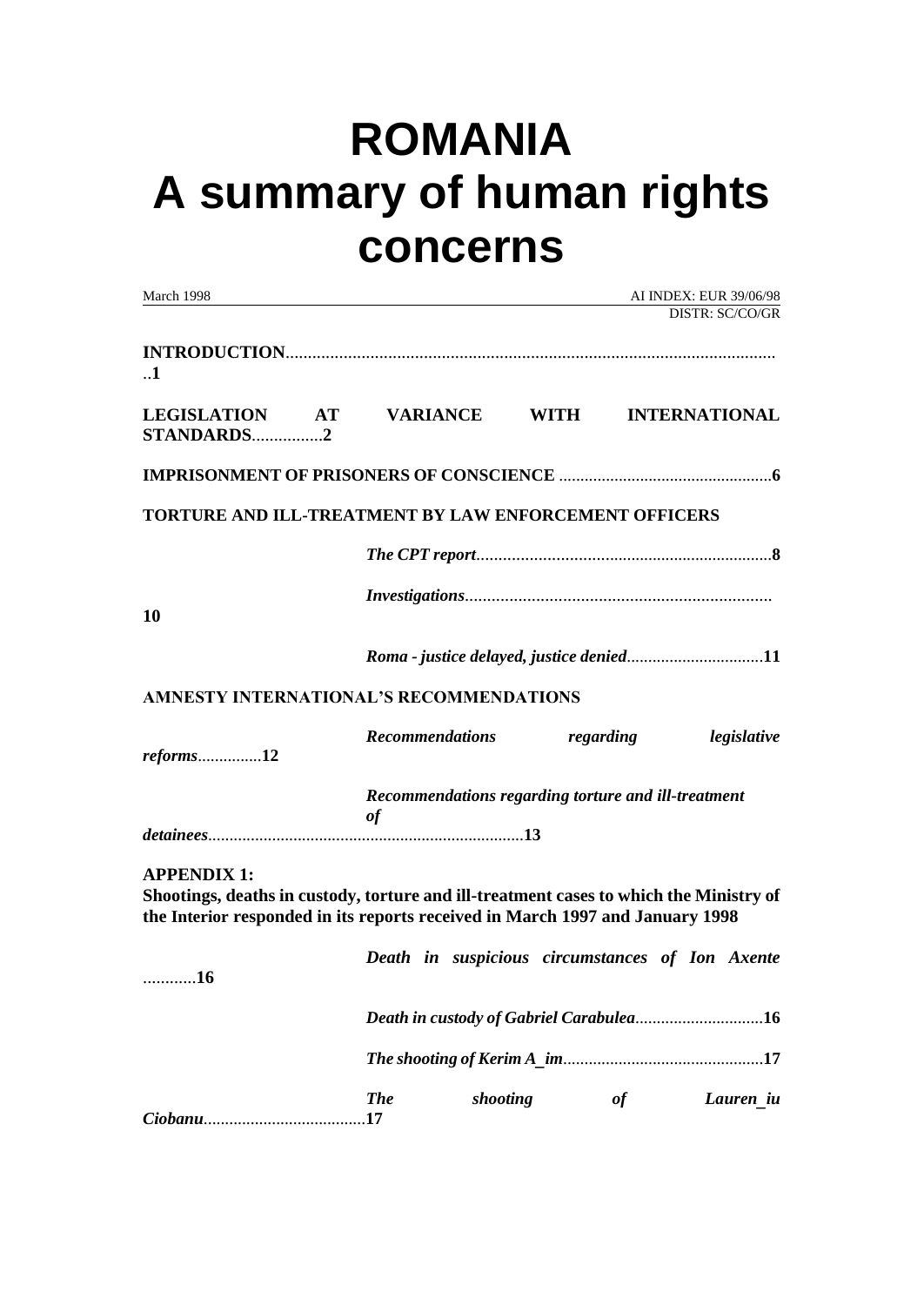# ROMANIA
# A summary of human rights concerns

March 1998 AI INDEX: EUR 39/06/98
DISTR: SC/CO/GR

**INTRODUCTION**...............................................................................................................**1**

**LEGISLATION AT VARIANCE WITH INTERNATIONAL STANDARDS**................**2**

**IMPRISONMENT OF PRISONERS OF CONSCIENCE** .................................................**6**

**TORTURE AND ILL-TREATMENT BY LAW ENFORCEMENT OFFICERS**

***The CPT report***....................................................................**8**

***Investigations***.....................................................................**10**

***Roma - justice delayed, justice denied***................................**11**

**AMNESTY INTERNATIONAL'S RECOMMENDATIONS**

***Recommendations regarding legislative reforms***..............**12**

***Recommendations regarding torture and ill-treatment of detainees***.........................................................................**13**

**APPENDIX 1:**
**Shootings, deaths in custody, torture and ill-treatment cases to which the Ministry of the Interior responded in its reports received in March 1997 and January 1998**

***Death in suspicious circumstances of Ion Axente***............**16**

***Death in custody of Gabriel Carabulea***..............................**16**

***The shooting of Kerim A_im***...............................................**17**

***The shooting of Lauren_iu Ciobanu***......................................**17**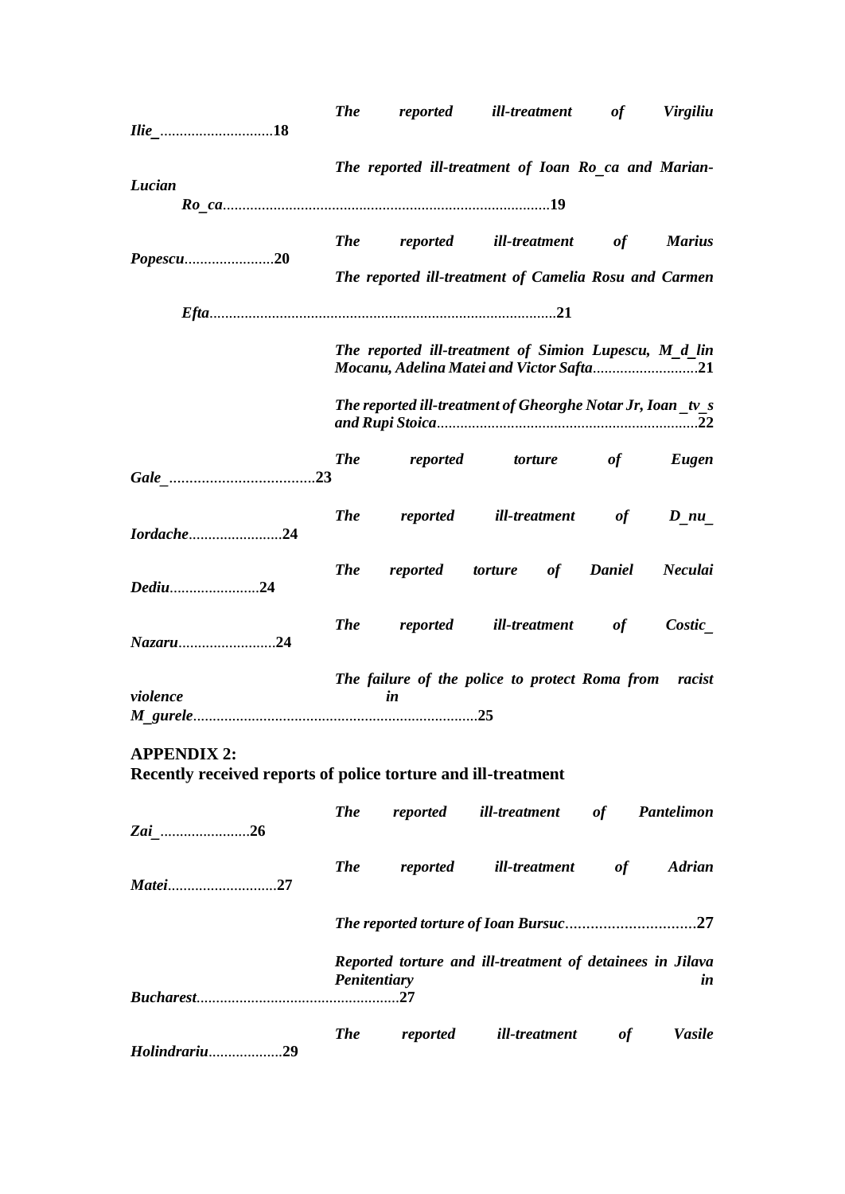*The reported ill-treatment of Virgiliu Ilie_*............................**18**

*The reported ill-treatment of Ioan Ro_ca and Marian-Lucian Ro_ca*...................................................................................**19**

*The reported ill-treatment of Marius Popescu*.......................**20**

*The reported ill-treatment of Camelia Rosu and Carmen Efta*........................................................................................**21**

*The reported ill-treatment of Simion Lupescu, M_d_lin Mocanu, Adelina Matei and Victor Safta*..........................**21**

*The reported ill-treatment of Gheorghe Notar Jr, Ioan _tv_s and Rupi Stoica*..................................................................**22**

*The reported torture of Eugen Gale_*...................................**23**

*The reported ill-treatment of D_nu_ Iordache*........................**24**

*The reported torture of Daniel Neculai Dediu*.......................**24**

*The reported ill-treatment of Costic_ Nazaru*.........................**24**

*The failure of the police to protect Roma from racist violence in M_gurele*........................................................................**25**

**APPENDIX 2:**
**Recently received reports of police torture and ill-treatment**

*The reported ill-treatment of Pantelimon Zai_*......................**26**

*The reported ill-treatment of Adrian Matei*............................**27**

*The reported torture of Ioan Bursuc*...............................**27**

*Reported torture and ill-treatment of detainees in Jilava Penitentiary in Bucharest*....................................................**27**

*The reported ill-treatment of Vasile Holindrariu*...................**29**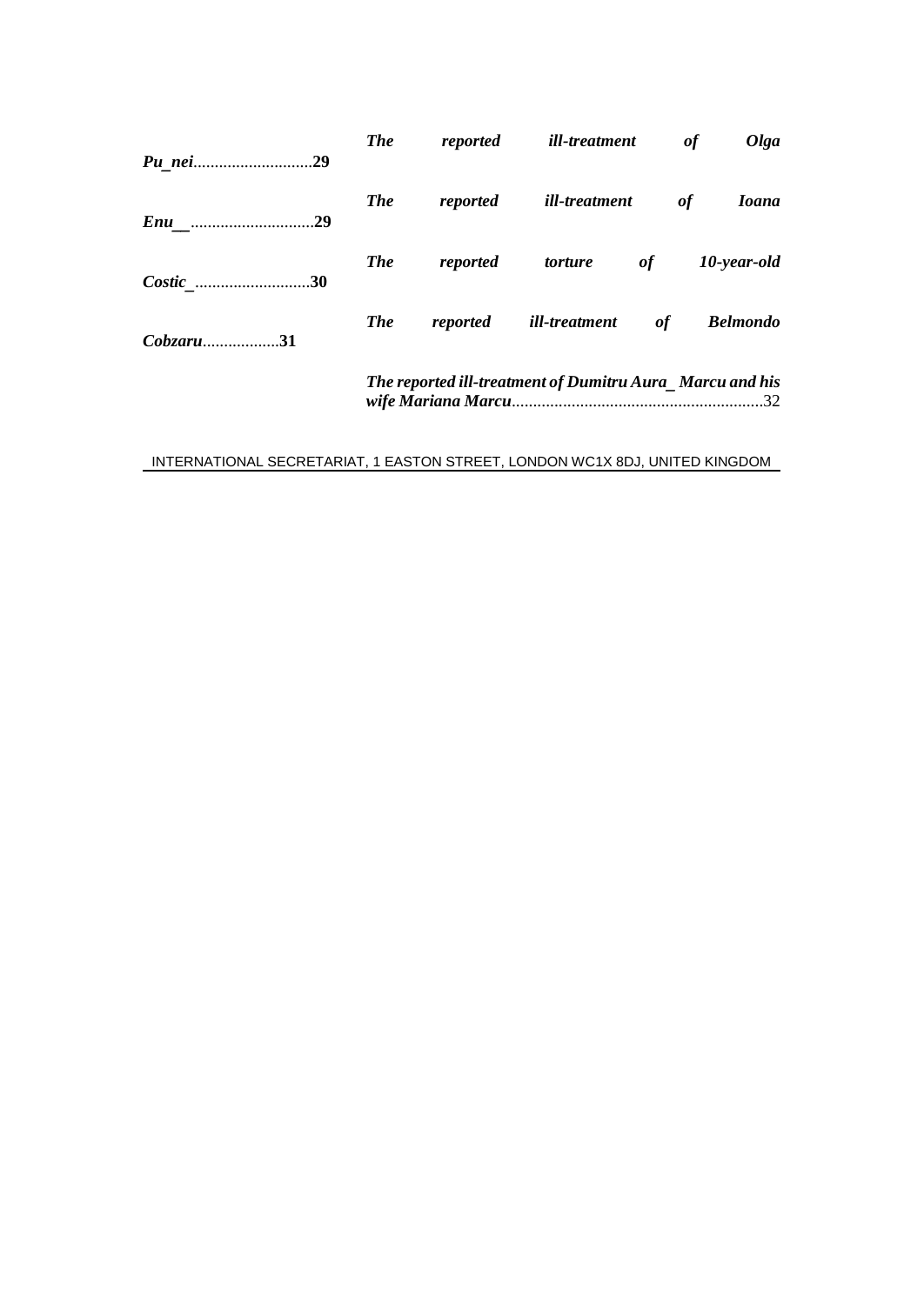*The reported ill-treatment of Olga Pu_nei*.............................29

*The reported ill-treatment of Ioana Enu__*.............................29

*The reported torture of 10-year-old Costic_*...........................30

*The reported ill-treatment of Belmondo Cobzaru*..................31

*The reported ill-treatment of Dumitru Aura_ Marcu and his wife Mariana Marcu*...........................................................32

INTERNATIONAL SECRETARIAT, 1 EASTON STREET, LONDON WC1X 8DJ, UNITED KINGDOM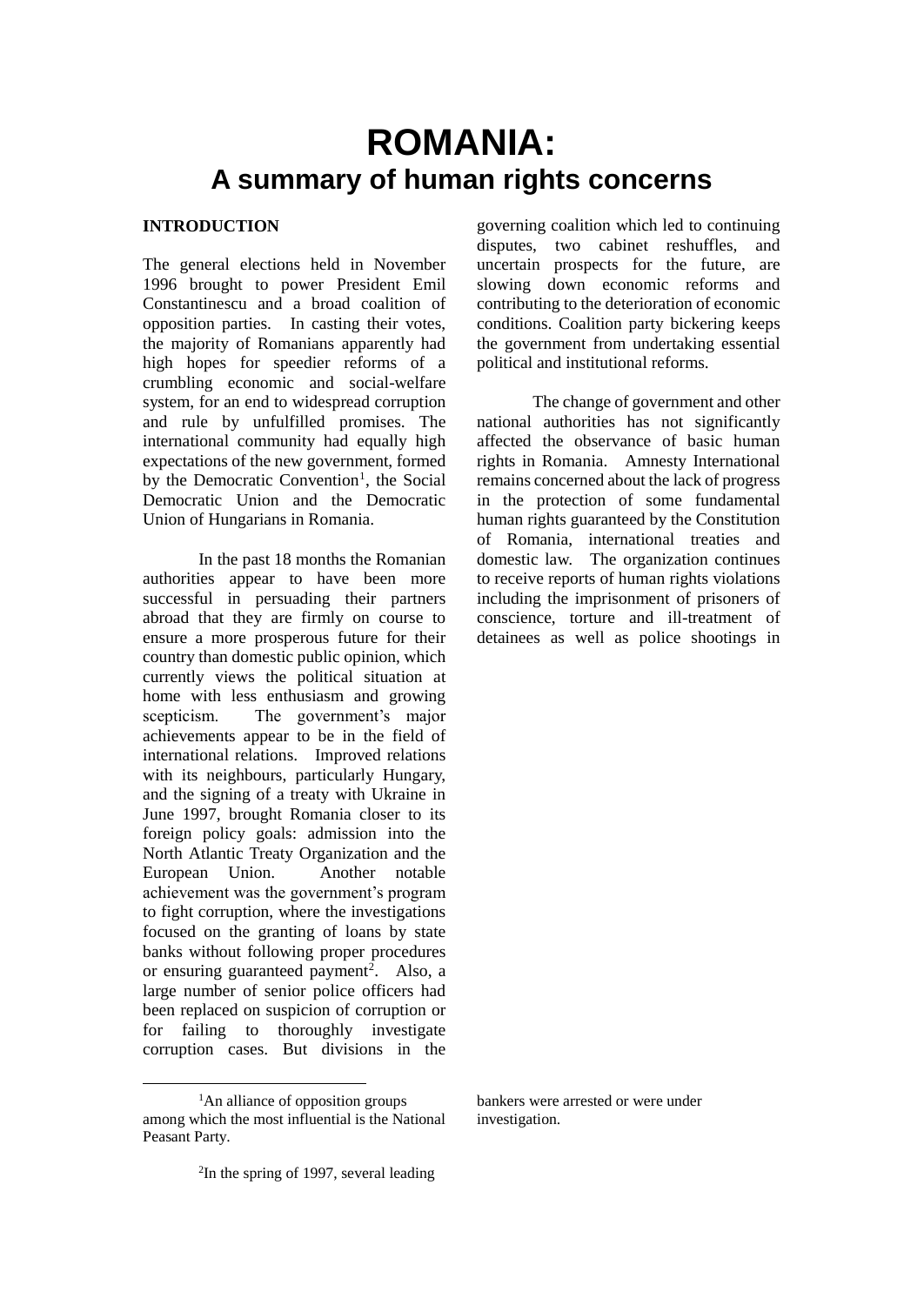# ROMANIA:
## A summary of human rights concerns

### INTRODUCTION

The general elections held in November 1996 brought to power President Emil Constantinescu and a broad coalition of opposition parties. In casting their votes, the majority of Romanians apparently had high hopes for speedier reforms of a crumbling economic and social-welfare system, for an end to widespread corruption and rule by unfulfilled promises. The international community had equally high expectations of the new government, formed by the Democratic Convention[1], the Social Democratic Union and the Democratic Union of Hungarians in Romania.

In the past 18 months the Romanian authorities appear to have been more successful in persuading their partners abroad that they are firmly on course to ensure a more prosperous future for their country than domestic public opinion, which currently views the political situation at home with less enthusiasm and growing scepticism. The government's major achievements appear to be in the field of international relations. Improved relations with its neighbours, particularly Hungary, and the signing of a treaty with Ukraine in June 1997, brought Romania closer to its foreign policy goals: admission into the North Atlantic Treaty Organization and the European Union. Another notable achievement was the government's program to fight corruption, where the investigations focused on the granting of loans by state banks without following proper procedures or ensuring guaranteed payment[2]. Also, a large number of senior police officers had been replaced on suspicion of corruption or for failing to thoroughly investigate corruption cases. But divisions in the governing coalition which led to continuing disputes, two cabinet reshuffles, and uncertain prospects for the future, are slowing down economic reforms and contributing to the deterioration of economic conditions. Coalition party bickering keeps the government from undertaking essential political and institutional reforms.

The change of government and other national authorities has not significantly affected the observance of basic human rights in Romania. Amnesty International remains concerned about the lack of progress in the protection of some fundamental human rights guaranteed by the Constitution of Romania, international treaties and domestic law. The organization continues to receive reports of human rights violations including the imprisonment of prisoners of conscience, torture and ill-treatment of detainees as well as police shootings in

---

[1] An alliance of opposition groups among which the most influential is the National Peasant Party.

[2] In the spring of 1997, several leading bankers were arrested or were under investigation.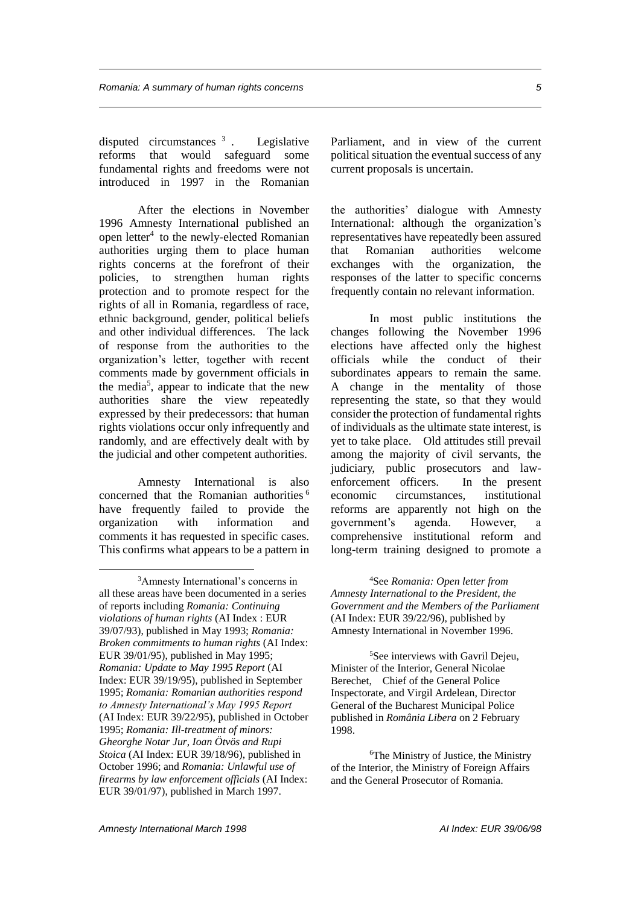disputed circumstances [3]. Legislative reforms that would safeguard some fundamental rights and freedoms were not introduced in 1997 in the Romanian Parliament, and in view of the current political situation the eventual success of any current proposals is uncertain.

After the elections in November 1996 Amnesty International published an open letter[4] to the newly-elected Romanian authorities urging them to place human rights concerns at the forefront of their policies, to strengthen human rights protection and to promote respect for the rights of all in Romania, regardless of race, ethnic background, gender, political beliefs and other individual differences. The lack of response from the authorities to the organization's letter, together with recent comments made by government officials in the media[5], appear to indicate that the new authorities share the view repeatedly expressed by their predecessors: that human rights violations occur only infrequently and randomly, and are effectively dealt with by the judicial and other competent authorities.

Amnesty International is also concerned that the Romanian authorities[6] have frequently failed to provide the organization with information and comments it has requested in specific cases. This confirms what appears to be a pattern in the authorities' dialogue with Amnesty International: although the organization's representatives have repeatedly been assured that Romanian authorities welcome exchanges with the organization, the responses of the latter to specific concerns frequently contain no relevant information.

In most public institutions the changes following the November 1996 elections have affected only the highest officials while the conduct of their subordinates appears to remain the same. A change in the mentality of those representing the state, so that they would consider the protection of fundamental rights of individuals as the ultimate state interest, is yet to take place. Old attitudes still prevail among the majority of civil servants, the judiciary, public prosecutors and law-enforcement officers. In the present economic circumstances, institutional reforms are apparently not high on the government's agenda. However, a comprehensive institutional reform and long-term training designed to promote a

---

[3] Amnesty International's concerns in all these areas have been documented in a series of reports including *Romania: Continuing violations of human rights* (AI Index : EUR 39/07/93), published in May 1993; *Romania: Broken commitments to human rights* (AI Index: EUR 39/01/95), published in May 1995; *Romania: Update to May 1995 Report* (AI Index: EUR 39/19/95), published in September 1995; *Romania: Romanian authorities respond to Amnesty International's May 1995 Report* (AI Index: EUR 39/22/95), published in October 1995; *Romania: Ill-treatment of minors: Gheorghe Notar Jur, Ioan Ötvös and Rupi Stoica* (AI Index: EUR 39/18/96), published in October 1996; and *Romania: Unlawful use of firearms by law enforcement officials* (AI Index: EUR 39/01/97), published in March 1997.

[4] See *Romania: Open letter from Amnesty International to the President, the Government and the Members of the Parliament* (AI Index: EUR 39/22/96), published by Amnesty International in November 1996.

[5] See interviews with Gavril Dejeu, Minister of the Interior, General Nicolae Berechet, Chief of the General Police Inspectorate, and Virgil Ardelean, Director General of the Bucharest Municipal Police published in *România Libera* on 2 February 1998.

[6] The Ministry of Justice, the Ministry of the Interior, the Ministry of Foreign Affairs and the General Prosecutor of Romania.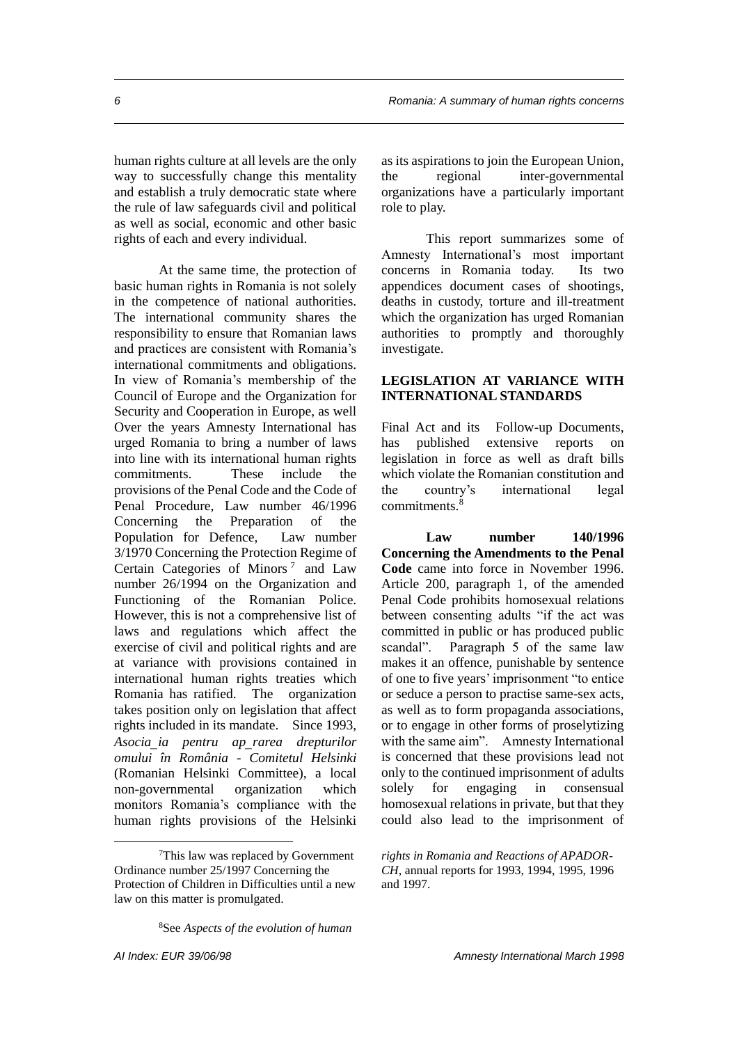human rights culture at all levels are the only way to successfully change this mentality and establish a truly democratic state where the rule of law safeguards civil and political as well as social, economic and other basic rights of each and every individual.

At the same time, the protection of basic human rights in Romania is not solely in the competence of national authorities. The international community shares the responsibility to ensure that Romanian laws and practices are consistent with Romania's international commitments and obligations. In view of Romania's membership of the Council of Europe and the Organization for Security and Cooperation in Europe, as well as its aspirations to join the European Union, the regional inter-governmental organizations have a particularly important role to play.

This report summarizes some of Amnesty International's most important concerns in Romania today. Its two appendices document cases of shootings, deaths in custody, torture and ill-treatment which the organization has urged Romanian authorities to promptly and thoroughly investigate.

## LEGISLATION AT VARIANCE WITH INTERNATIONAL STANDARDS

Over the years Amnesty International has urged Romania to bring a number of laws into line with its international human rights commitments. These include the provisions of the Penal Code and the Code of Penal Procedure, Law number 46/1996 Concerning the Preparation of the Population for Defence, Law number 3/1970 Concerning the Protection Regime of Certain Categories of Minors[7] and Law number 26/1994 on the Organization and Functioning of the Romanian Police. However, this is not a comprehensive list of laws and regulations which affect the exercise of civil and political rights and are at variance with provisions contained in international human rights treaties which Romania has ratified. The organization takes position only on legislation that affect rights included in its mandate. Since 1993, *Asocia_ia pentru ap_rarea drepturilor omului în România - Comitetul Helsinki* (Romanian Helsinki Committee), a local non-governmental organization which monitors Romania's compliance with the human rights provisions of the Helsinki Final Act and its Follow-up Documents, has published extensive reports on legislation in force as well as draft bills which violate the Romanian constitution and the country's international legal commitments.[8]

**Law number 140/1996 Concerning the Amendments to the Penal Code** came into force in November 1996. Article 200, paragraph 1, of the amended Penal Code prohibits homosexual relations between consenting adults "if the act was committed in public or has produced public scandal". Paragraph 5 of the same law makes it an offence, punishable by sentence of one to five years' imprisonment "to entice or seduce a person to practise same-sex acts, as well as to form propaganda associations, or to engage in other forms of proselytizing with the same aim". Amnesty International is concerned that these provisions lead not only to the continued imprisonment of adults solely for engaging in consensual homosexual relations in private, but that they could also lead to the imprisonment of

[7] This law was replaced by Government Ordinance number 25/1997 Concerning the Protection of Children in Difficulties until a new law on this matter is promulgated.

[8] See *Aspects of the evolution of human rights in Romania and Reactions of APADOR-CH*, annual reports for 1993, 1994, 1995, 1996 and 1997.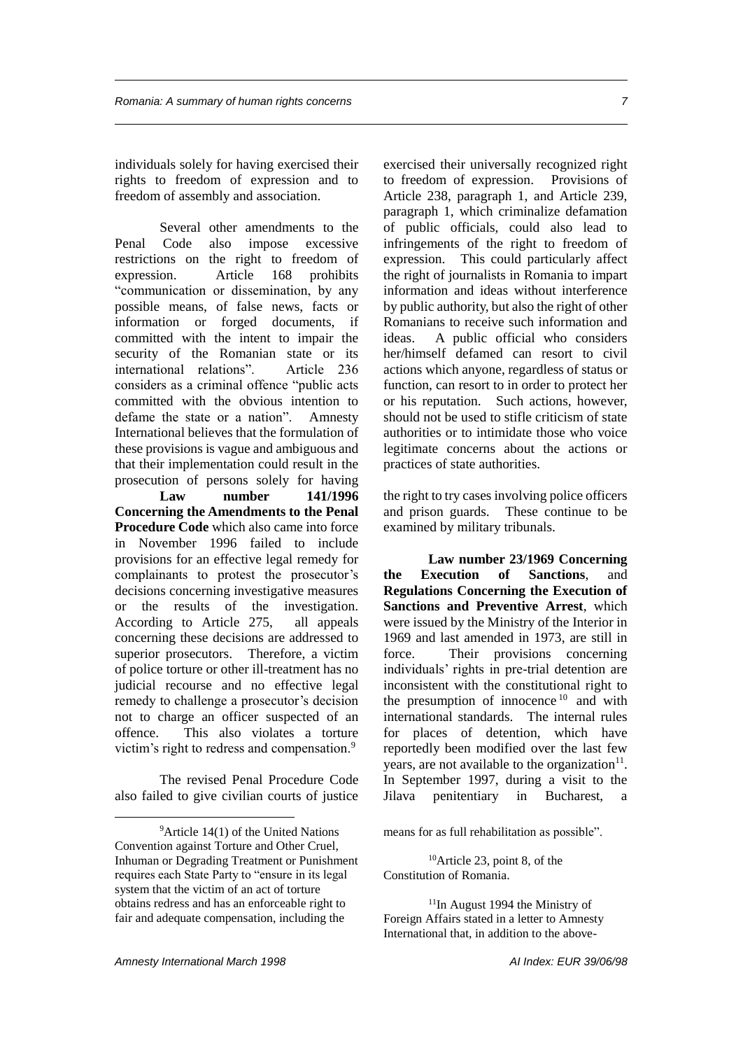individuals solely for having exercised their rights to freedom of expression and to freedom of assembly and association.

Several other amendments to the Penal Code also impose excessive restrictions on the right to freedom of expression. Article 168 prohibits "communication or dissemination, by any possible means, of false news, facts or information or forged documents, if committed with the intent to impair the security of the Romanian state or its international relations". Article 236 considers as a criminal offence "public acts committed with the obvious intention to defame the state or a nation". Amnesty International believes that the formulation of these provisions is vague and ambiguous and that their implementation could result in the prosecution of persons solely for having exercised their universally recognized right to freedom of expression. Provisions of Article 238, paragraph 1, and Article 239, paragraph 1, which criminalize defamation of public officials, could also lead to infringements of the right to freedom of expression. This could particularly affect the right of journalists in Romania to impart information and ideas without interference by public authority, but also the right of other Romanians to receive such information and ideas. A public official who considers her/himself defamed can resort to civil actions which anyone, regardless of status or function, can resort to in order to protect her or his reputation. Such actions, however, should not be used to stifle criticism of state authorities or to intimidate those who voice legitimate concerns about the actions or practices of state authorities.

**Law number 141/1996 Concerning the Amendments to the Penal Procedure Code** which also came into force in November 1996 failed to include provisions for an effective legal remedy for complainants to protest the prosecutor's decisions concerning investigative measures or the results of the investigation. According to Article 275, all appeals concerning these decisions are addressed to superior prosecutors. Therefore, a victim of police torture or other ill-treatment has no judicial recourse and no effective legal remedy to challenge a prosecutor's decision not to charge an officer suspected of an offence. This also violates a torture victim's right to redress and compensation.[9]

The revised Penal Procedure Code also failed to give civilian courts of justice the right to try cases involving police officers and prison guards. These continue to be examined by military tribunals.

**Law number 23/1969 Concerning the Execution of Sanctions**, and **Regulations Concerning the Execution of Sanctions and Preventive Arrest**, which were issued by the Ministry of the Interior in 1969 and last amended in 1973, are still in force. Their provisions concerning individuals' rights in pre-trial detention are inconsistent with the constitutional right to the presumption of innocence[10] and with international standards. The internal rules for places of detention, which have reportedly been modified over the last few years, are not available to the organization[11]. In September 1997, during a visit to the Jilava penitentiary in Bucharest, a

[9] Article 14(1) of the United Nations Convention against Torture and Other Cruel, Inhuman or Degrading Treatment or Punishment requires each State Party to "ensure in its legal system that the victim of an act of torture obtains redress and has an enforceable right to fair and adequate compensation, including the means for as full rehabilitation as possible".

[10] Article 23, point 8, of the Constitution of Romania.

[11] In August 1994 the Ministry of Foreign Affairs stated in a letter to Amnesty International that, in addition to the above-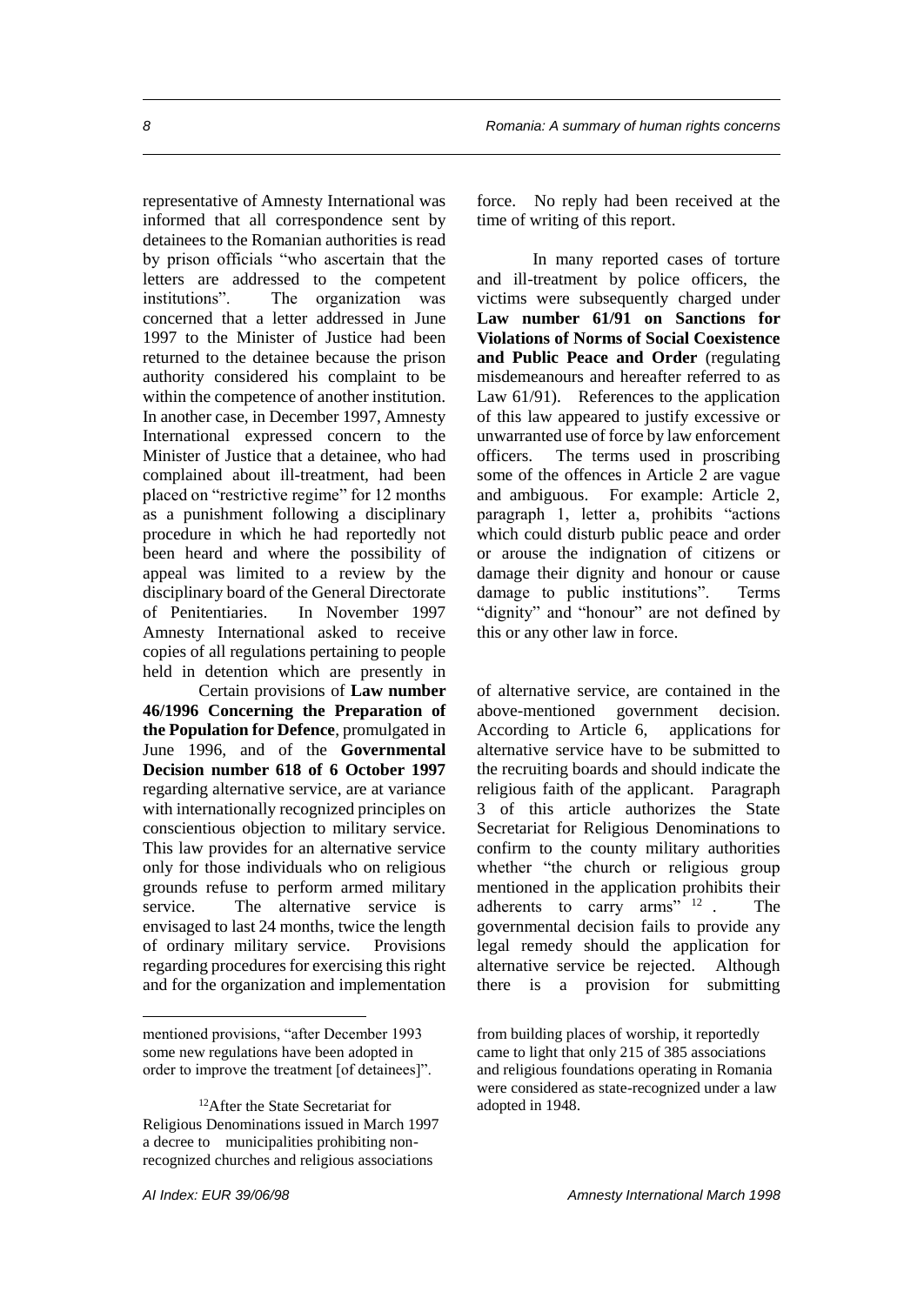representative of Amnesty International was informed that all correspondence sent by detainees to the Romanian authorities is read by prison officials "who ascertain that the letters are addressed to the competent institutions". The organization was concerned that a letter addressed in June 1997 to the Minister of Justice had been returned to the detainee because the prison authority considered his complaint to be within the competence of another institution. In another case, in December 1997, Amnesty International expressed concern to the Minister of Justice that a detainee, who had complained about ill-treatment, had been placed on "restrictive regime" for 12 months as a punishment following a disciplinary procedure in which he had reportedly not been heard and where the possibility of appeal was limited to a review by the disciplinary board of the General Directorate of Penitentiaries. In November 1997 Amnesty International asked to receive copies of all regulations pertaining to people held in detention which are presently in force. No reply had been received at the time of writing of this report.

In many reported cases of torture and ill-treatment by police officers, the victims were subsequently charged under **Law number 61/91 on Sanctions for Violations of Norms of Social Coexistence and Public Peace and Order** (regulating misdemeanours and hereafter referred to as Law 61/91). References to the application of this law appeared to justify excessive or unwarranted use of force by law enforcement officers. The terms used in proscribing some of the offences in Article 2 are vague and ambiguous. For example: Article 2, paragraph 1, letter a, prohibits "actions which could disturb public peace and order or arouse the indignation of citizens or damage their dignity and honour or cause damage to public institutions". Terms "dignity" and "honour" are not defined by this or any other law in force.

Certain provisions of **Law number 46/1996 Concerning the Preparation of the Population for Defence**, promulgated in June 1996, and of the **Governmental Decision number 618 of 6 October 1997** regarding alternative service, are at variance with internationally recognized principles on conscientious objection to military service. This law provides for an alternative service only for those individuals who on religious grounds refuse to perform armed military service. The alternative service is envisaged to last 24 months, twice the length of ordinary military service. Provisions regarding procedures for exercising this right and for the organization and implementation of alternative service, are contained in the above-mentioned government decision. According to Article 6, applications for alternative service have to be submitted to the recruiting boards and should indicate the religious faith of the applicant. Paragraph 3 of this article authorizes the State Secretariat for Religious Denominations to confirm to the county military authorities whether "the church or religious group mentioned in the application prohibits their adherents to carry arms"[12]. The governmental decision fails to provide any legal remedy should the application for alternative service be rejected. Although there is a provision for submitting

---

mentioned provisions, "after December 1993 some new regulations have been adopted in order to improve the treatment [of detainees]".

[12] After the State Secretariat for Religious Denominations issued in March 1997 a decree to municipalities prohibiting non-recognized churches and religious associations from building places of worship, it reportedly came to light that only 215 of 385 associations and religious foundations operating in Romania were considered as state-recognized under a law adopted in 1948.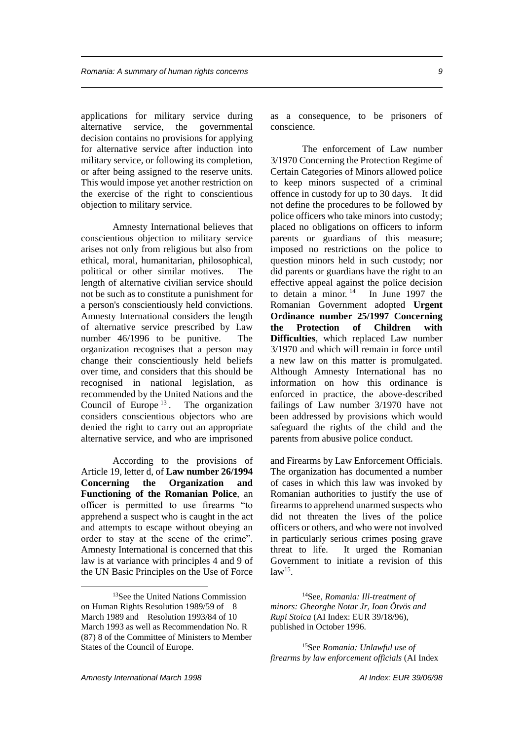applications for military service during alternative service, the governmental decision contains no provisions for applying for alternative service after induction into military service, or following its completion, or after being assigned to the reserve units. This would impose yet another restriction on the exercise of the right to conscientious objection to military service.

Amnesty International believes that conscientious objection to military service arises not only from religious but also from ethical, moral, humanitarian, philosophical, political or other similar motives. The length of alternative civilian service should not be such as to constitute a punishment for a person's conscientiously held convictions. Amnesty International considers the length of alternative service prescribed by Law number 46/1996 to be punitive. The organization recognises that a person may change their conscientiously held beliefs over time, and considers that this should be recognised in national legislation, as recommended by the United Nations and the Council of Europe[13]. The organization considers conscientious objectors who are denied the right to carry out an appropriate alternative service, and who are imprisoned as a consequence, to be prisoners of conscience.

The enforcement of Law number 3/1970 Concerning the Protection Regime of Certain Categories of Minors allowed police to keep minors suspected of a criminal offence in custody for up to 30 days. It did not define the procedures to be followed by police officers who take minors into custody; placed no obligations on officers to inform parents or guardians of this measure; imposed no restrictions on the police to question minors held in such custody; nor did parents or guardians have the right to an effective appeal against the police decision to detain a minor.[14] In June 1997 the Romanian Government adopted **Urgent Ordinance number 25/1997 Concerning the Protection of Children with Difficulties**, which replaced Law number 3/1970 and which will remain in force until a new law on this matter is promulgated. Although Amnesty International has no information on how this ordinance is enforced in practice, the above-described failings of Law number 3/1970 have not been addressed by provisions which would safeguard the rights of the child and the parents from abusive police conduct.

According to the provisions of Article 19, letter d, of **Law number 26/1994 Concerning the Organization and Functioning of the Romanian Police**, an officer is permitted to use firearms "to apprehend a suspect who is caught in the act and attempts to escape without obeying an order to stay at the scene of the crime". Amnesty International is concerned that this law is at variance with principles 4 and 9 of the UN Basic Principles on the Use of Force and Firearms by Law Enforcement Officials. The organization has documented a number of cases in which this law was invoked by Romanian authorities to justify the use of firearms to apprehend unarmed suspects who did not threaten the lives of the police officers or others, and who were not involved in particularly serious crimes posing grave threat to life. It urged the Romanian Government to initiate a revision of this law[15].

---

[13] See the United Nations Commission on Human Rights Resolution 1989/59 of 8 March 1989 and Resolution 1993/84 of 10 March 1993 as well as Recommendation No. R (87) 8 of the Committee of Ministers to Member States of the Council of Europe.

[14] See, *Romania: Ill-treatment of minors: Gheorghe Notar Jr, Ioan Ötvös and Rupi Stoica* (AI Index: EUR 39/18/96), published in October 1996.

[15] See *Romania: Unlawful use of firearms by law enforcement officials* (AI Index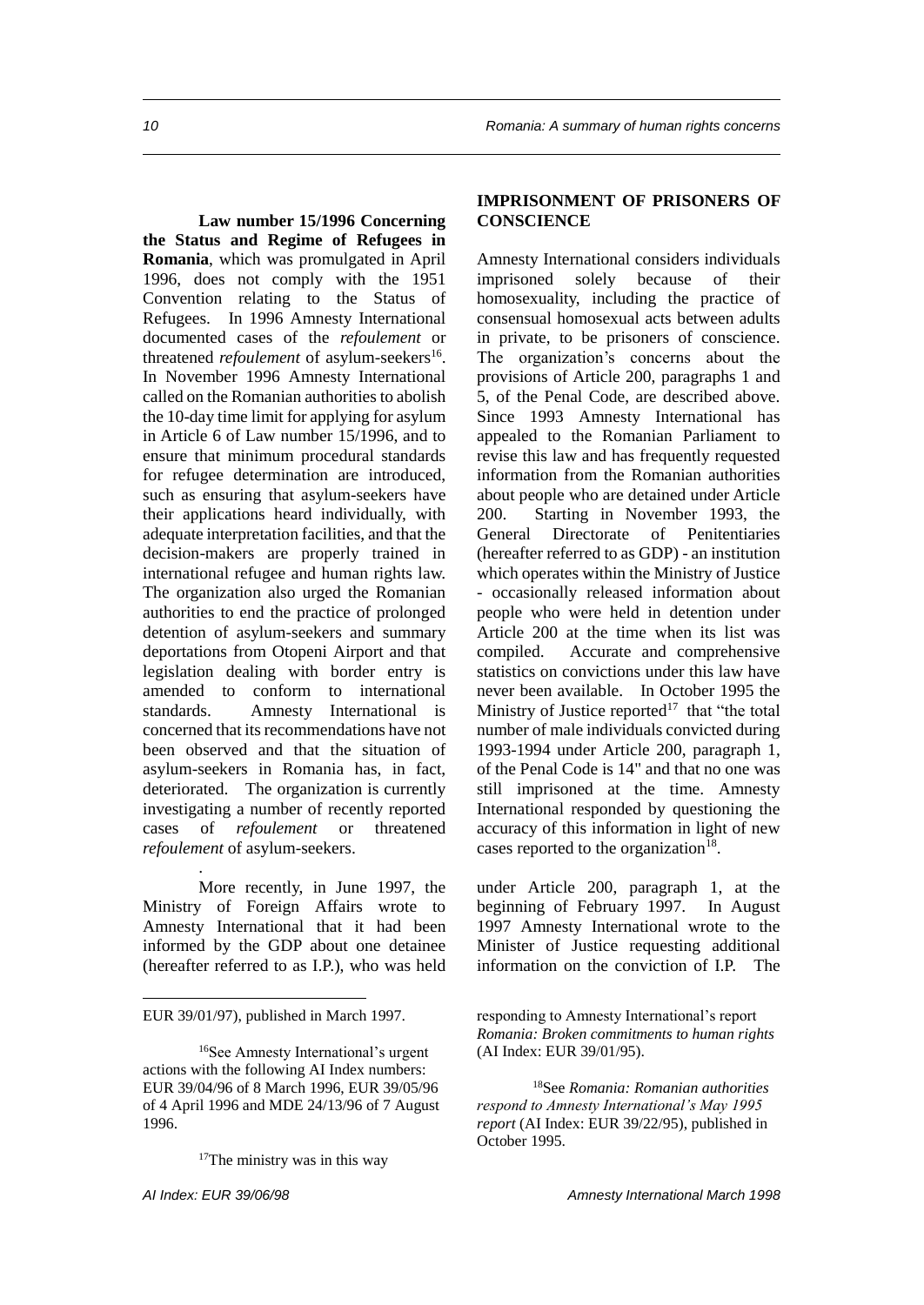**Law number 15/1996 Concerning the Status and Regime of Refugees in Romania**, which was promulgated in April 1996, does not comply with the 1951 Convention relating to the Status of Refugees. In 1996 Amnesty International documented cases of the *refoulement* or threatened *refoulement* of asylum-seekers[16]. In November 1996 Amnesty International called on the Romanian authorities to abolish the 10-day time limit for applying for asylum in Article 6 of Law number 15/1996, and to ensure that minimum procedural standards for refugee determination are introduced, such as ensuring that asylum-seekers have their applications heard individually, with adequate interpretation facilities, and that the decision-makers are properly trained in international refugee and human rights law. The organization also urged the Romanian authorities to end the practice of prolonged detention of asylum-seekers and summary deportations from Otopeni Airport and that legislation dealing with border entry is amended to conform to international standards. Amnesty International is concerned that its recommendations have not been observed and that the situation of asylum-seekers in Romania has, in fact, deteriorated. The organization is currently investigating a number of recently reported cases of *refoulement* or threatened *refoulement* of asylum-seekers.

## IMPRISONMENT OF PRISONERS OF CONSCIENCE

Amnesty International considers individuals imprisoned solely because of their homosexuality, including the practice of consensual homosexual acts between adults in private, to be prisoners of conscience. The organization's concerns about the provisions of Article 200, paragraphs 1 and 5, of the Penal Code, are described above. Since 1993 Amnesty International has appealed to the Romanian Parliament to revise this law and has frequently requested information from the Romanian authorities about people who are detained under Article 200. Starting in November 1993, the General Directorate of Penitentiaries (hereafter referred to as GDP) - an institution which operates within the Ministry of Justice - occasionally released information about people who were held in detention under Article 200 at the time when its list was compiled. Accurate and comprehensive statistics on convictions under this law have never been available. In October 1995 the Ministry of Justice reported[17] that "the total number of male individuals convicted during 1993-1994 under Article 200, paragraph 1, of the Penal Code is 14" and that no one was still imprisoned at the time. Amnesty International responded by questioning the accuracy of this information in light of new cases reported to the organization[18].

More recently, in June 1997, the Ministry of Foreign Affairs wrote to Amnesty International that it had been informed by the GDP about one detainee (hereafter referred to as I.P.), who was held under Article 200, paragraph 1, at the beginning of February 1997. In August 1997 Amnesty International wrote to the Minister of Justice requesting additional information on the conviction of I.P. The

---

EUR 39/01/97), published in March 1997.

[16] See Amnesty International's urgent actions with the following AI Index numbers: EUR 39/04/96 of 8 March 1996, EUR 39/05/96 of 4 April 1996 and MDE 24/13/96 of 7 August 1996.

[17] The ministry was in this way responding to Amnesty International's report *Romania: Broken commitments to human rights* (AI Index: EUR 39/01/95).

[18] See *Romania: Romanian authorities respond to Amnesty International's May 1995 report* (AI Index: EUR 39/22/95), published in October 1995.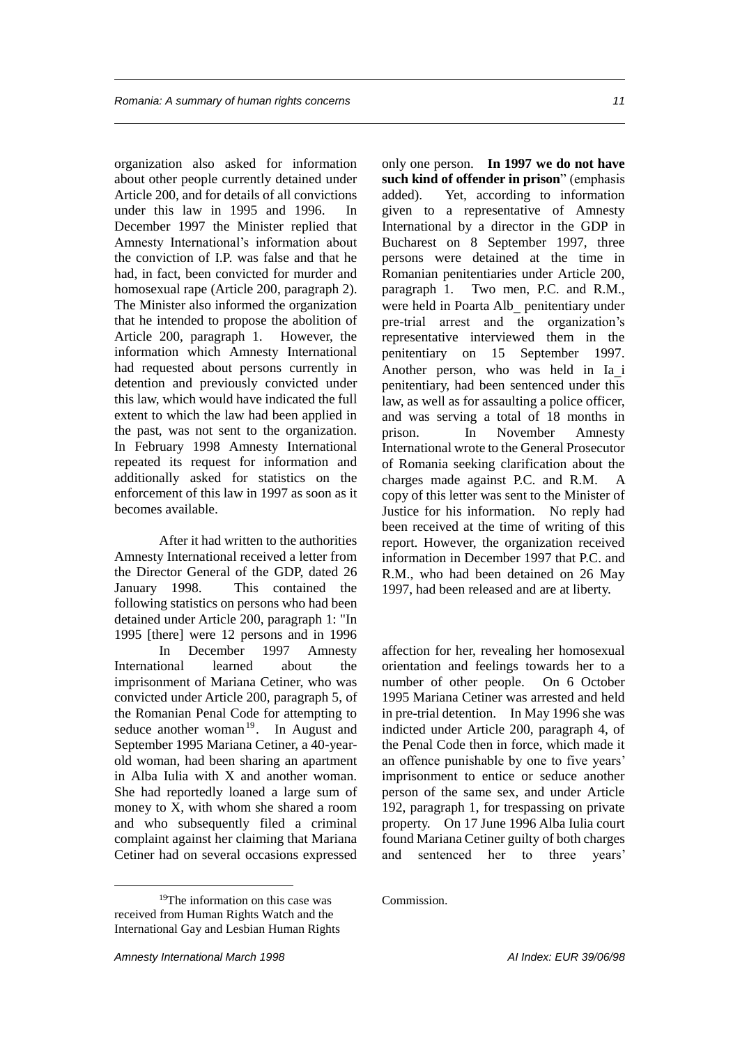organization also asked for information about other people currently detained under Article 200, and for details of all convictions under this law in 1995 and 1996. In December 1997 the Minister replied that Amnesty International's information about the conviction of I.P. was false and that he had, in fact, been convicted for murder and homosexual rape (Article 200, paragraph 2). The Minister also informed the organization that he intended to propose the abolition of Article 200, paragraph 1. However, the information which Amnesty International had requested about persons currently in detention and previously convicted under this law, which would have indicated the full extent to which the law had been applied in the past, was not sent to the organization. In February 1998 Amnesty International repeated its request for information and additionally asked for statistics on the enforcement of this law in 1997 as soon as it becomes available.

After it had written to the authorities Amnesty International received a letter from the Director General of the GDP, dated 26 January 1998. This contained the following statistics on persons who had been detained under Article 200, paragraph 1: "In 1995 [there] were 12 persons and in 1996 only one person. **In 1997 we do not have such kind of offender in prison**" (emphasis added). Yet, according to information given to a representative of Amnesty International by a director in the GDP in Bucharest on 8 September 1997, three persons were detained at the time in Romanian penitentiaries under Article 200, paragraph 1. Two men, P.C. and R.M., were held in Poarta Alb_ penitentiary under pre-trial arrest and the organization's representative interviewed them in the penitentiary on 15 September 1997. Another person, who was held in Ia_i penitentiary, had been sentenced under this law, as well as for assaulting a police officer, and was serving a total of 18 months in prison. In November Amnesty International wrote to the General Prosecutor of Romania seeking clarification about the charges made against P.C. and R.M. A copy of this letter was sent to the Minister of Justice for his information. No reply had been received at the time of writing of this report. However, the organization received information in December 1997 that P.C. and R.M., who had been detained on 26 May 1997, had been released and are at liberty.

In December 1997 Amnesty International learned about the imprisonment of Mariana Cetiner, who was convicted under Article 200, paragraph 5, of the Romanian Penal Code for attempting to seduce another woman[19]. In August and September 1995 Mariana Cetiner, a 40-year-old woman, had been sharing an apartment in Alba Iulia with X and another woman. She had reportedly loaned a large sum of money to X, with whom she shared a room and who subsequently filed a criminal complaint against her claiming that Mariana Cetiner had on several occasions expressed affection for her, revealing her homosexual orientation and feelings towards her to a number of other people. On 6 October 1995 Mariana Cetiner was arrested and held in pre-trial detention. In May 1996 she was indicted under Article 200, paragraph 4, of the Penal Code then in force, which made it an offence punishable by one to five years' imprisonment to entice or seduce another person of the same sex, and under Article 192, paragraph 1, for trespassing on private property. On 17 June 1996 Alba Iulia court found Mariana Cetiner guilty of both charges and sentenced her to three years'

[19] The information on this case was received from Human Rights Watch and the International Gay and Lesbian Human Rights Commission.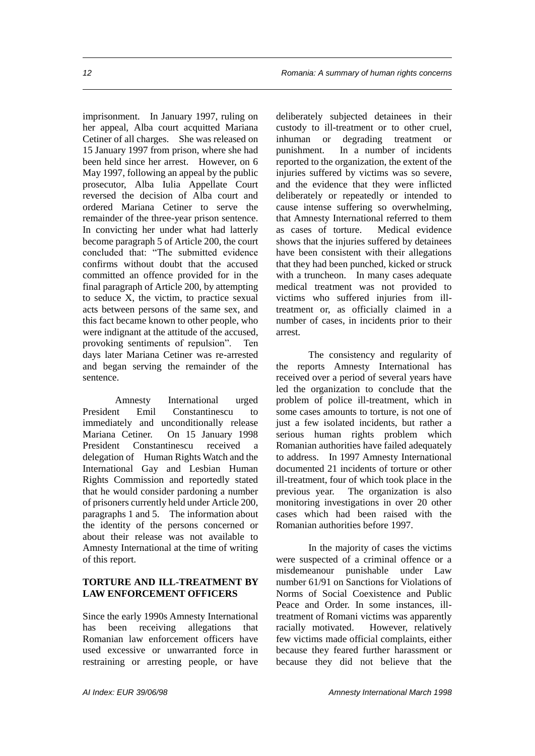imprisonment. In January 1997, ruling on her appeal, Alba court acquitted Mariana Cetiner of all charges. She was released on 15 January 1997 from prison, where she had been held since her arrest. However, on 6 May 1997, following an appeal by the public prosecutor, Alba Iulia Appellate Court reversed the decision of Alba court and ordered Mariana Cetiner to serve the remainder of the three-year prison sentence. In convicting her under what had latterly become paragraph 5 of Article 200, the court concluded that: "The submitted evidence confirms without doubt that the accused committed an offence provided for in the final paragraph of Article 200, by attempting to seduce X, the victim, to practice sexual acts between persons of the same sex, and this fact became known to other people, who were indignant at the attitude of the accused, provoking sentiments of repulsion". Ten days later Mariana Cetiner was re-arrested and began serving the remainder of the sentence.

Amnesty International urged President Emil Constantinescu to immediately and unconditionally release Mariana Cetiner. On 15 January 1998 President Constantinescu received a delegation of Human Rights Watch and the International Gay and Lesbian Human Rights Commission and reportedly stated that he would consider pardoning a number of prisoners currently held under Article 200, paragraphs 1 and 5. The information about the identity of the persons concerned or about their release was not available to Amnesty International at the time of writing of this report.

## TORTURE AND ILL-TREATMENT BY LAW ENFORCEMENT OFFICERS

Since the early 1990s Amnesty International has been receiving allegations that Romanian law enforcement officers have used excessive or unwarranted force in restraining or arresting people, or have deliberately subjected detainees in their custody to ill-treatment or to other cruel, inhuman or degrading treatment or punishment. In a number of incidents reported to the organization, the extent of the injuries suffered by victims was so severe, and the evidence that they were inflicted deliberately or repeatedly or intended to cause intense suffering so overwhelming, that Amnesty International referred to them as cases of torture. Medical evidence shows that the injuries suffered by detainees have been consistent with their allegations that they had been punched, kicked or struck with a truncheon. In many cases adequate medical treatment was not provided to victims who suffered injuries from ill-treatment or, as officially claimed in a number of cases, in incidents prior to their arrest.

The consistency and regularity of the reports Amnesty International has received over a period of several years have led the organization to conclude that the problem of police ill-treatment, which in some cases amounts to torture, is not one of just a few isolated incidents, but rather a serious human rights problem which Romanian authorities have failed adequately to address. In 1997 Amnesty International documented 21 incidents of torture or other ill-treatment, four of which took place in the previous year. The organization is also monitoring investigations in over 20 other cases which had been raised with the Romanian authorities before 1997.

In the majority of cases the victims were suspected of a criminal offence or a misdemeanour punishable under Law number 61/91 on Sanctions for Violations of Norms of Social Coexistence and Public Peace and Order. In some instances, ill-treatment of Romani victims was apparently racially motivated. However, relatively few victims made official complaints, either because they feared further harassment or because they did not believe that the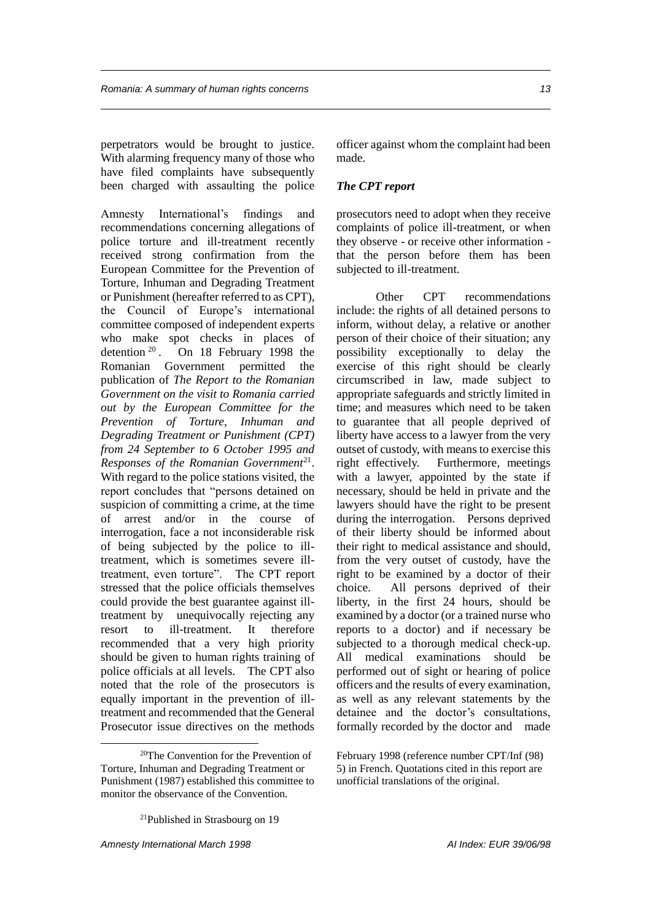perpetrators would be brought to justice. With alarming frequency many of those who have filed complaints have subsequently been charged with assaulting the police officer against whom the complaint had been made.

### *The CPT report*

Amnesty International's findings and recommendations concerning allegations of police torture and ill-treatment recently received strong confirmation from the European Committee for the Prevention of Torture, Inhuman and Degrading Treatment or Punishment (hereafter referred to as CPT), the Council of Europe's international committee composed of independent experts who make spot checks in places of detention[20]. On 18 February 1998 the Romanian Government permitted the publication of *The Report to the Romanian Government on the visit to Romania carried out by the European Committee for the Prevention of Torture, Inhuman and Degrading Treatment or Punishment (CPT) from 24 September to 6 October 1995 and Responses of the Romanian Government*[21]. With regard to the police stations visited, the report concludes that "persons detained on suspicion of committing a crime, at the time of arrest and/or in the course of interrogation, face a not inconsiderable risk of being subjected by the police to ill-treatment, which is sometimes severe ill-treatment, even torture". The CPT report stressed that the police officials themselves could provide the best guarantee against ill-treatment by unequivocally rejecting any resort to ill-treatment. It therefore recommended that a very high priority should be given to human rights training of police officials at all levels. The CPT also noted that the role of the prosecutors is equally important in the prevention of ill-treatment and recommended that the General Prosecutor issue directives on the methods prosecutors need to adopt when they receive complaints of police ill-treatment, or when they observe - or receive other information - that the person before them has been subjected to ill-treatment.

Other CPT recommendations include: the rights of all detained persons to inform, without delay, a relative or another person of their choice of their situation; any possibility exceptionally to delay the exercise of this right should be clearly circumscribed in law, made subject to appropriate safeguards and strictly limited in time; and measures which need to be taken to guarantee that all people deprived of liberty have access to a lawyer from the very outset of custody, with means to exercise this right effectively. Furthermore, meetings with a lawyer, appointed by the state if necessary, should be held in private and the lawyers should have the right to be present during the interrogation. Persons deprived of their liberty should be informed about their right to medical assistance and should, from the very outset of custody, have the right to be examined by a doctor of their choice. All persons deprived of their liberty, in the first 24 hours, should be examined by a doctor (or a trained nurse who reports to a doctor) and if necessary be subjected to a thorough medical check-up. All medical examinations should be performed out of sight or hearing of police officers and the results of every examination, as well as any relevant statements by the detainee and the doctor's consultations, formally recorded by the doctor and made

---

[20]The Convention for the Prevention of Torture, Inhuman and Degrading Treatment or Punishment (1987) established this committee to monitor the observance of the Convention.

[21]Published in Strasbourg on 19 February 1998 (reference number CPT/Inf (98) 5) in French. Quotations cited in this report are unofficial translations of the original.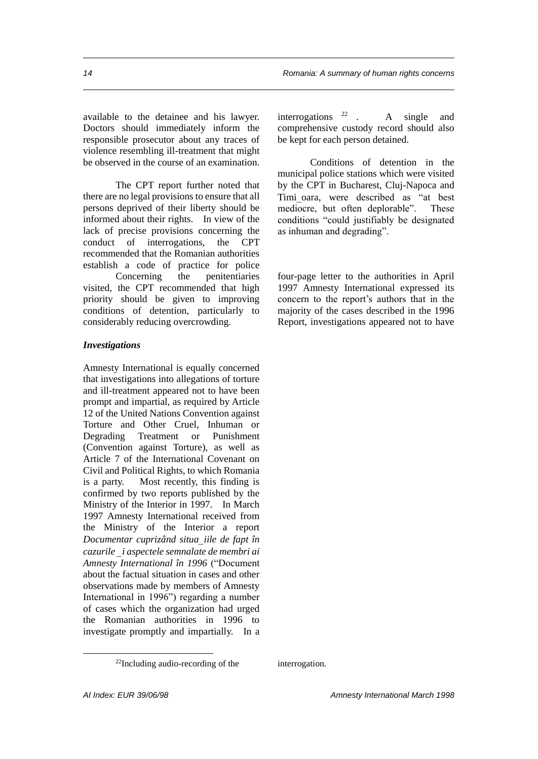available to the detainee and his lawyer. Doctors should immediately inform the responsible prosecutor about any traces of violence resembling ill-treatment that might be observed in the course of an examination.

The CPT report further noted that there are no legal provisions to ensure that all persons deprived of their liberty should be informed about their rights. In view of the lack of precise provisions concerning the conduct of interrogations, the CPT recommended that the Romanian authorities establish a code of practice for police interrogations [22]. A single and comprehensive custody record should also be kept for each person detained.

Conditions of detention in the municipal police stations which were visited by the CPT in Bucharest, Cluj-Napoca and Timi_oara, were described as "at best mediocre, but often deplorable". These conditions "could justifiably be designated as inhuman and degrading".

Concerning the penitentiaries visited, the CPT recommended that high priority should be given to improving conditions of detention, particularly to considerably reducing overcrowding.

### *Investigations*

Amnesty International is equally concerned that investigations into allegations of torture and ill-treatment appeared not to have been prompt and impartial, as required by Article 12 of the United Nations Convention against Torture and Other Cruel, Inhuman or Degrading Treatment or Punishment (Convention against Torture), as well as Article 7 of the International Covenant on Civil and Political Rights, to which Romania is a party. Most recently, this finding is confirmed by two reports published by the Ministry of the Interior in 1997. In March 1997 Amnesty International received from the Ministry of the Interior a report *Documentar cuprizând situa_iile de fapt în cazurile _i aspectele semnalate de membri ai Amnesty International în 1996* ("Document about the factual situation in cases and other observations made by members of Amnesty International in 1996") regarding a number of cases which the organization had urged the Romanian authorities in 1996 to investigate promptly and impartially. In a four-page letter to the authorities in April 1997 Amnesty International expressed its concern to the report's authors that in the majority of the cases described in the 1996 Report, investigations appeared not to have

[22] Including audio-recording of the interrogation.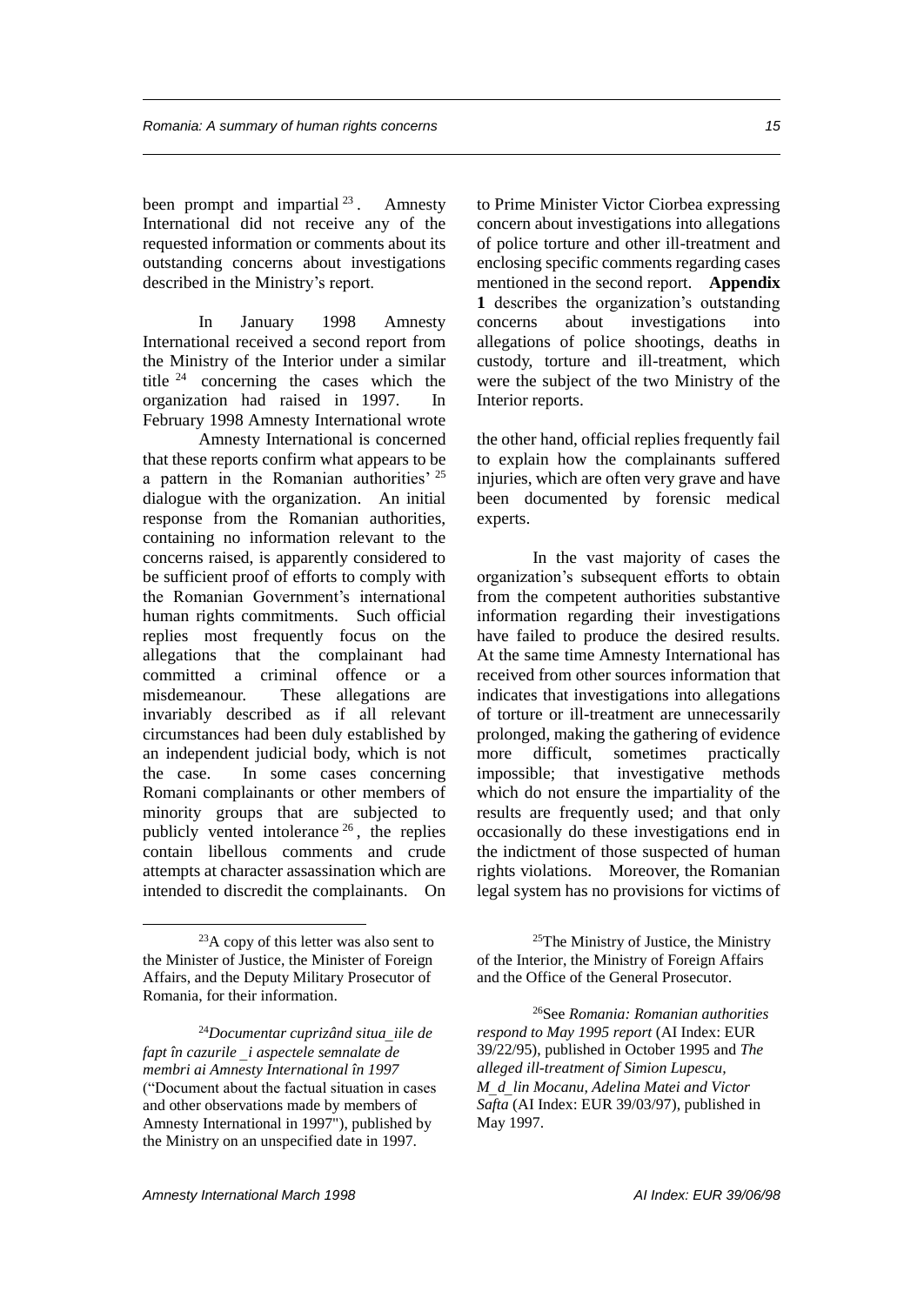been prompt and impartial[23]. Amnesty International did not receive any of the requested information or comments about its outstanding concerns about investigations described in the Ministry's report.

In January 1998 Amnesty International received a second report from the Ministry of the Interior under a similar title[24] concerning the cases which the organization had raised in 1997. In February 1998 Amnesty International wrote to Prime Minister Victor Ciorbea expressing concern about investigations into allegations of police torture and other ill-treatment and enclosing specific comments regarding cases mentioned in the second report. **Appendix 1** describes the organization's outstanding concerns about investigations into allegations of police shootings, deaths in custody, torture and ill-treatment, which were the subject of the two Ministry of the Interior reports.

Amnesty International is concerned that these reports confirm what appears to be a pattern in the Romanian authorities'[25] dialogue with the organization. An initial response from the Romanian authorities, containing no information relevant to the concerns raised, is apparently considered to be sufficient proof of efforts to comply with the Romanian Government's international human rights commitments. Such official replies most frequently focus on the allegations that the complainant had committed a criminal offence or a misdemeanour. These allegations are invariably described as if all relevant circumstances had been duly established by an independent judicial body, which is not the case. In some cases concerning Romani complainants or other members of minority groups that are subjected to publicly vented intolerance[26], the replies contain libellous comments and crude attempts at character assassination which are intended to discredit the complainants. On the other hand, official replies frequently fail to explain how the complainants suffered injuries, which are often very grave and have been documented by forensic medical experts.

In the vast majority of cases the organization's subsequent efforts to obtain from the competent authorities substantive information regarding their investigations have failed to produce the desired results. At the same time Amnesty International has received from other sources information that indicates that investigations into allegations of torture or ill-treatment are unnecessarily prolonged, making the gathering of evidence more difficult, sometimes practically impossible; that investigative methods which do not ensure the impartiality of the results are frequently used; and that only occasionally do these investigations end in the indictment of those suspected of human rights violations. Moreover, the Romanian legal system has no provisions for victims of

---

[23] A copy of this letter was also sent to the Minister of Justice, the Minister of Foreign Affairs, and the Deputy Military Prosecutor of Romania, for their information.

[24] *Documentar cuprizând situa_iile de fapt în cazurile _i aspectele semnalate de membri ai Amnesty International în 1997* ("Document about the factual situation in cases and other observations made by members of Amnesty International in 1997"), published by the Ministry on an unspecified date in 1997.

[25] The Ministry of Justice, the Ministry of the Interior, the Ministry of Foreign Affairs and the Office of the General Prosecutor.

[26] See *Romania: Romanian authorities respond to May 1995 report* (AI Index: EUR 39/22/95), published in October 1995 and *The alleged ill-treatment of Simion Lupescu, M_d_lin Mocanu, Adelina Matei and Victor Safta* (AI Index: EUR 39/03/97), published in May 1997.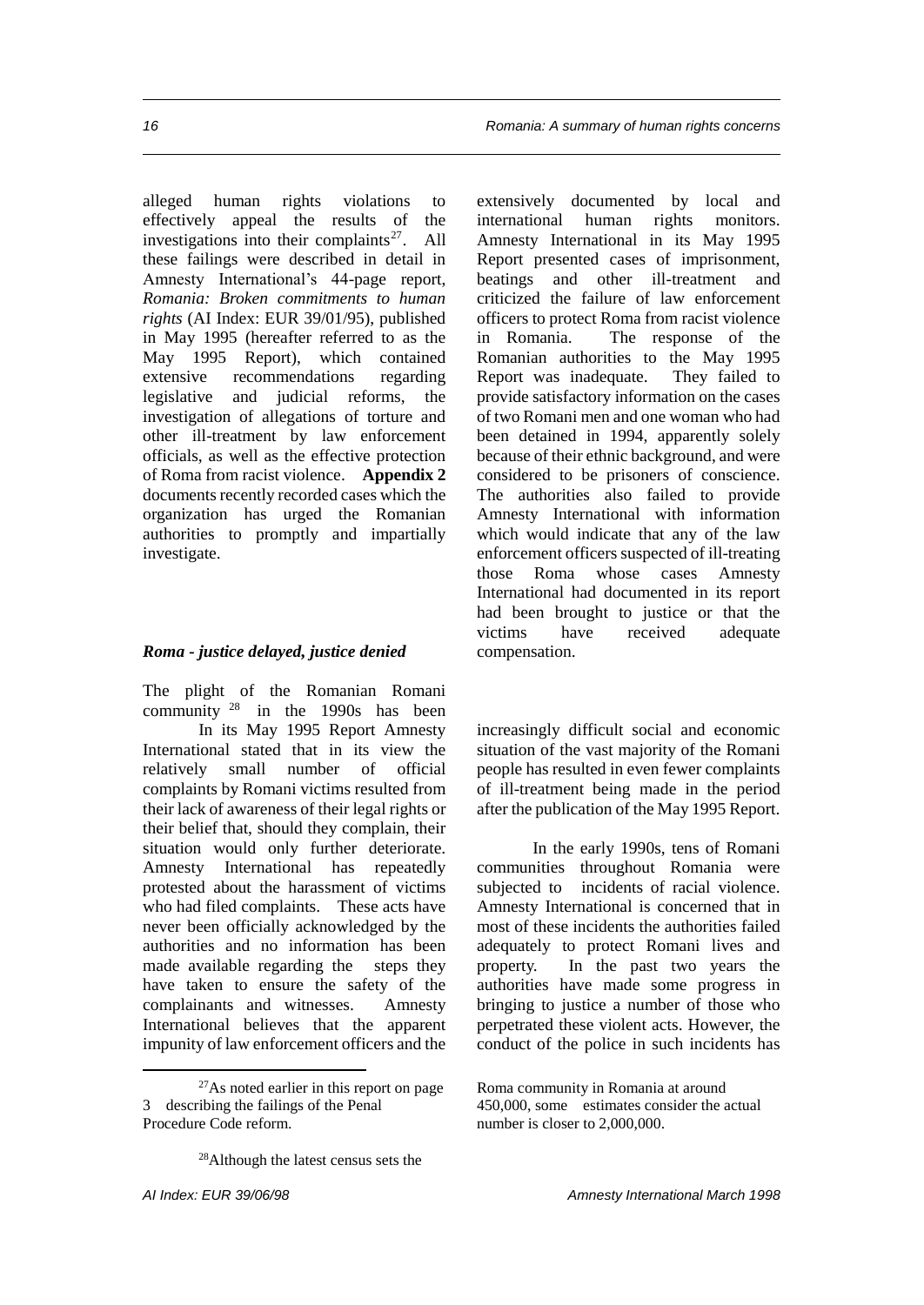alleged human rights violations to effectively appeal the results of the investigations into their complaints[27]. All these failings were described in detail in Amnesty International's 44-page report, *Romania: Broken commitments to human rights* (AI Index: EUR 39/01/95), published in May 1995 (hereafter referred to as the May 1995 Report), which contained extensive recommendations regarding legislative and judicial reforms, the investigation of allegations of torture and other ill-treatment by law enforcement officials, as well as the effective protection of Roma from racist violence. **Appendix 2** documents recently recorded cases which the organization has urged the Romanian authorities to promptly and impartially investigate.

### *Roma - justice delayed, justice denied*

The plight of the Romanian Romani community [28] in the 1990s has been extensively documented by local and international human rights monitors. Amnesty International in its May 1995 Report presented cases of imprisonment, beatings and other ill-treatment and criticized the failure of law enforcement officers to protect Roma from racist violence in Romania. The response of the Romanian authorities to the May 1995 Report was inadequate. They failed to provide satisfactory information on the cases of two Romani men and one woman who had been detained in 1994, apparently solely because of their ethnic background, and were considered to be prisoners of conscience. The authorities also failed to provide Amnesty International with information which would indicate that any of the law enforcement officers suspected of ill-treating those Roma whose cases Amnesty International had documented in its report had been brought to justice or that the victims have received adequate compensation.

In its May 1995 Report Amnesty International stated that in its view the relatively small number of official complaints by Romani victims resulted from their lack of awareness of their legal rights or their belief that, should they complain, their situation would only further deteriorate. Amnesty International has repeatedly protested about the harassment of victims who had filed complaints. These acts have never been officially acknowledged by the authorities and no information has been made available regarding the steps they have taken to ensure the safety of the complainants and witnesses. Amnesty International believes that the apparent impunity of law enforcement officers and the increasingly difficult social and economic situation of the vast majority of the Romani people has resulted in even fewer complaints of ill-treatment being made in the period after the publication of the May 1995 Report.

In the early 1990s, tens of Romani communities throughout Romania were subjected to incidents of racial violence. Amnesty International is concerned that in most of these incidents the authorities failed adequately to protect Romani lives and property. In the past two years the authorities have made some progress in bringing to justice a number of those who perpetrated these violent acts. However, the conduct of the police in such incidents has

---

[27] As noted earlier in this report on page 3 describing the failings of the Penal Procedure Code reform.

[28] Although the latest census sets the Roma community in Romania at around 450,000, some estimates consider the actual number is closer to 2,000,000.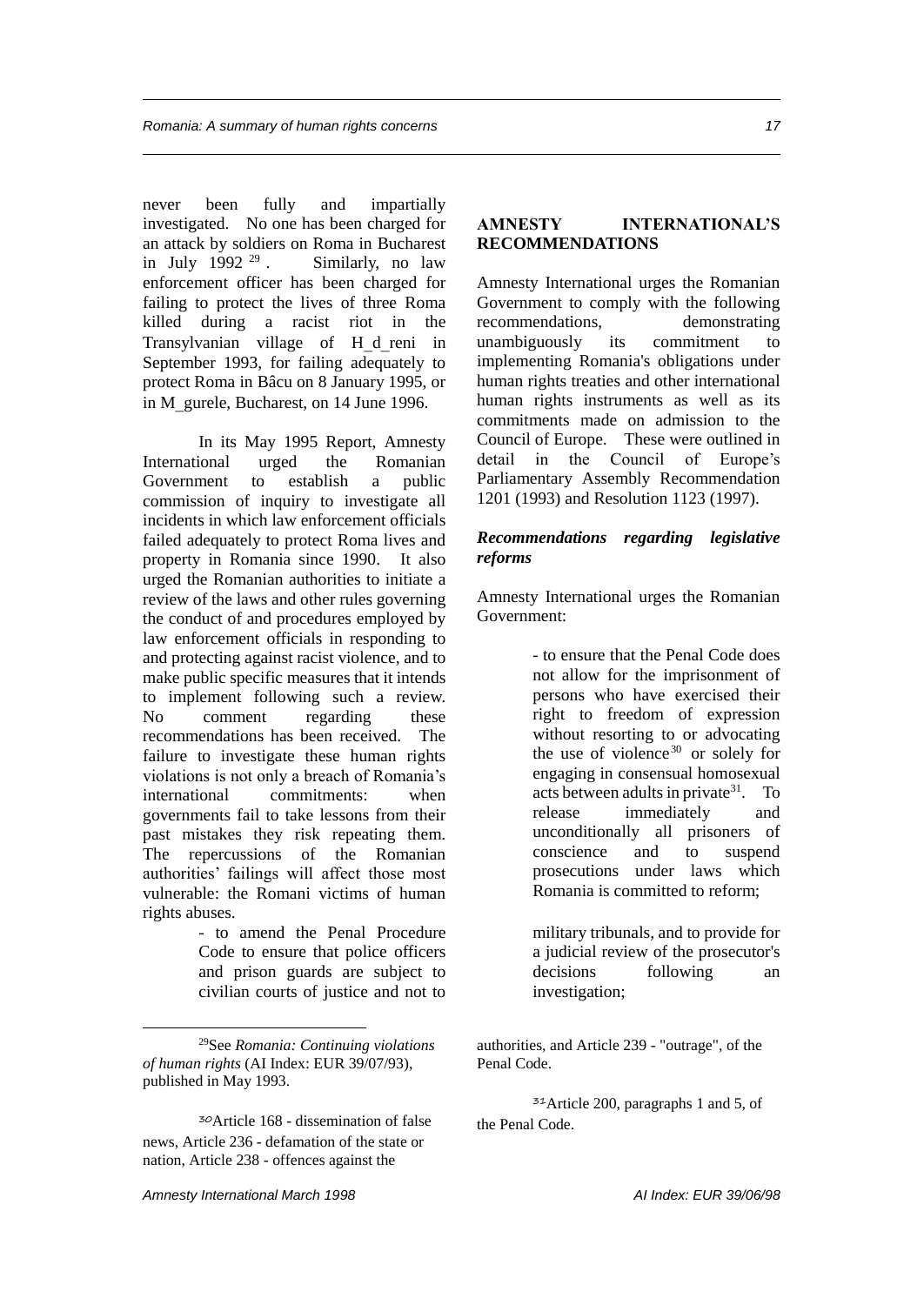never been fully and impartially investigated. No one has been charged for an attack by soldiers on Roma in Bucharest in July 1992 [29]. Similarly, no law enforcement officer has been charged for failing to protect the lives of three Roma killed during a racist riot in the Transylvanian village of H_d_reni in September 1993, for failing adequately to protect Roma in Bâcu on 8 January 1995, or in M_gurele, Bucharest, on 14 June 1996.

In its May 1995 Report, Amnesty International urged the Romanian Government to establish a public commission of inquiry to investigate all incidents in which law enforcement officials failed adequately to protect Roma lives and property in Romania since 1990. It also urged the Romanian authorities to initiate a review of the laws and other rules governing the conduct of and procedures employed by law enforcement officials in responding to and protecting against racist violence, and to make public specific measures that it intends to implement following such a review. No comment regarding these recommendations has been received. The failure to investigate these human rights violations is not only a breach of Romania's international commitments: when governments fail to take lessons from their past mistakes they risk repeating them. The repercussions of the Romanian authorities' failings will affect those most vulnerable: the Romani victims of human rights abuses.

## AMNESTY INTERNATIONAL'S RECOMMENDATIONS

Amnesty International urges the Romanian Government to comply with the following recommendations, demonstrating unambiguously its commitment to implementing Romania's obligations under human rights treaties and other international human rights instruments as well as its commitments made on admission to the Council of Europe. These were outlined in detail in the Council of Europe's Parliamentary Assembly Recommendation 1201 (1993) and Resolution 1123 (1997).

### *Recommendations regarding legislative reforms*

Amnesty International urges the Romanian Government:

> - to ensure that the Penal Code does not allow for the imprisonment of persons who have exercised their right to freedom of expression without resorting to or advocating the use of violence[30] or solely for engaging in consensual homosexual acts between adults in private[31]. To release immediately and unconditionally all prisoners of conscience and to suspend prosecutions under laws which Romania is committed to reform;
>
> - to amend the Penal Procedure Code to ensure that police officers and prison guards are subject to civilian courts of justice and not to military tribunals, and to provide for a judicial review of the prosecutor's decisions following an investigation;

---

[29] See *Romania: Continuing violations of human rights* (AI Index: EUR 39/07/93), published in May 1993.

[30] Article 168 - dissemination of false news, Article 236 - defamation of the state or nation, Article 238 - offences against the authorities, and Article 239 - "outrage", of the Penal Code.

[31] Article 200, paragraphs 1 and 5, of the Penal Code.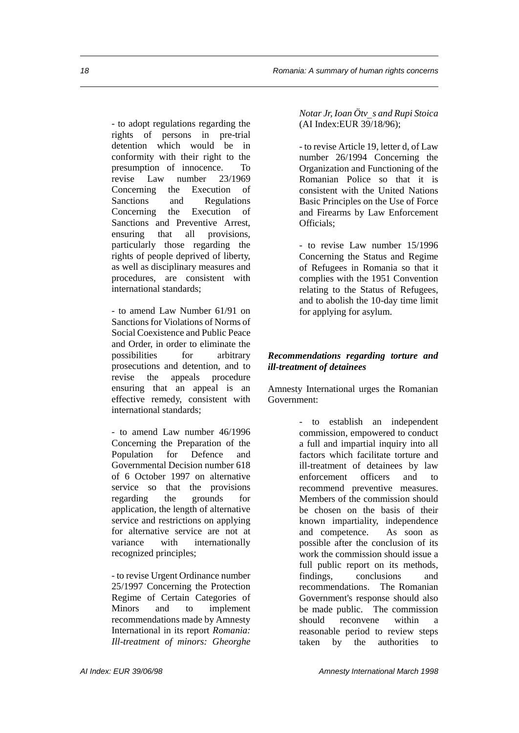- to adopt regulations regarding the rights of persons in pre-trial detention which would be in conformity with their right to the presumption of innocence. To revise Law number 23/1969 Concerning the Execution of Sanctions and Regulations Concerning the Execution of Sanctions and Preventive Arrest, ensuring that all provisions, particularly those regarding the rights of people deprived of liberty, as well as disciplinary measures and procedures, are consistent with international standards;

- to amend Law Number 61/91 on Sanctions for Violations of Norms of Social Coexistence and Public Peace and Order, in order to eliminate the possibilities for arbitrary prosecutions and detention, and to revise the appeals procedure ensuring that an appeal is an effective remedy, consistent with international standards;

- to amend Law number 46/1996 Concerning the Preparation of the Population for Defence and Governmental Decision number 618 of 6 October 1997 on alternative service so that the provisions regarding the grounds for application, the length of alternative service and restrictions on applying for alternative service are not at variance with internationally recognized principles;

- to revise Urgent Ordinance number 25/1997 Concerning the Protection Regime of Certain Categories of Minors and to implement recommendations made by Amnesty International in its report *Romania: Ill-treatment of minors: Gheorghe Notar Jr, Ioan Ötv_s and Rupi Stoica* (AI Index:EUR 39/18/96);

- to revise Article 19, letter d, of Law number 26/1994 Concerning the Organization and Functioning of the Romanian Police so that it is consistent with the United Nations Basic Principles on the Use of Force and Firearms by Law Enforcement Officials;

- to revise Law number 15/1996 Concerning the Status and Regime of Refugees in Romania so that it complies with the 1951 Convention relating to the Status of Refugees, and to abolish the 10-day time limit for applying for asylum.

### *Recommendations regarding torture and ill-treatment of detainees*

Amnesty International urges the Romanian Government:

- to establish an independent commission, empowered to conduct a full and impartial inquiry into all factors which facilitate torture and ill-treatment of detainees by law enforcement officers and to recommend preventive measures. Members of the commission should be chosen on the basis of their known impartiality, independence and competence. As soon as possible after the conclusion of its work the commission should issue a full public report on its methods, findings, conclusions and recommendations. The Romanian Government's response should also be made public. The commission should reconvene within a reasonable period to review steps taken by the authorities to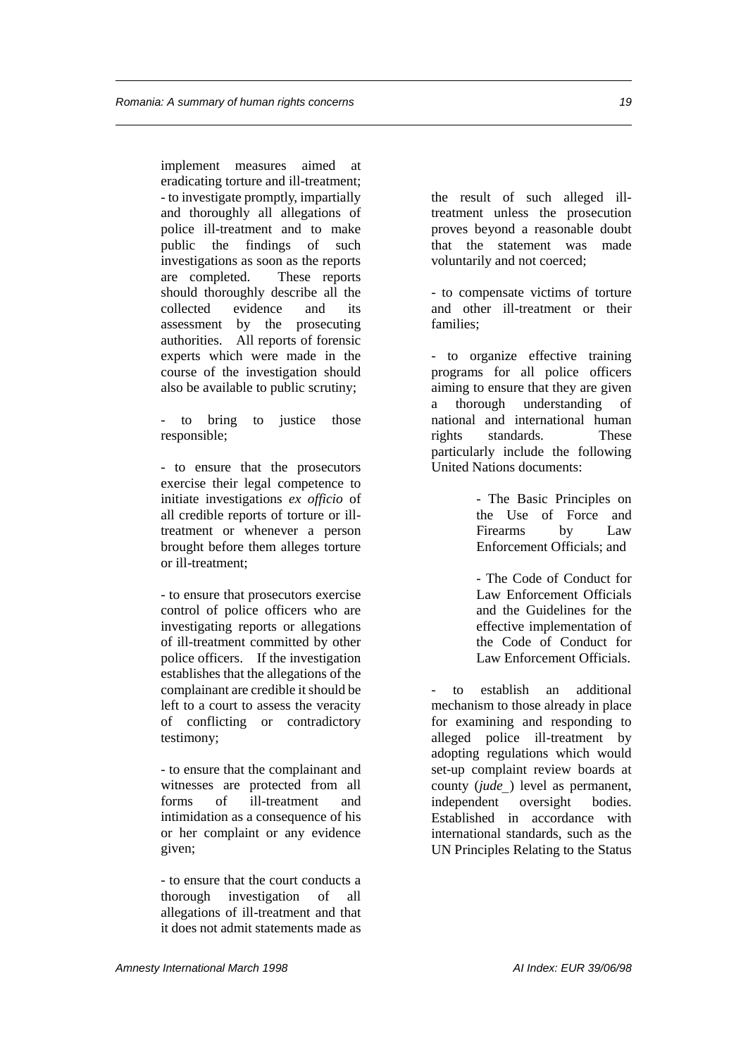implement measures aimed at eradicating torture and ill-treatment;
- to investigate promptly, impartially and thoroughly all allegations of police ill-treatment and to make public the findings of such investigations as soon as the reports are completed. These reports should thoroughly describe all the collected evidence and its assessment by the prosecuting authorities. All reports of forensic experts which were made in the course of the investigation should also be available to public scrutiny;

- to bring to justice those responsible;

- to ensure that the prosecutors exercise their legal competence to initiate investigations *ex officio* of all credible reports of torture or ill-treatment or whenever a person brought before them alleges torture or ill-treatment;

- to ensure that prosecutors exercise control of police officers who are investigating reports or allegations of ill-treatment committed by other police officers. If the investigation establishes that the allegations of the complainant are credible it should be left to a court to assess the veracity of conflicting or contradictory testimony;

- to ensure that the complainant and witnesses are protected from all forms of ill-treatment and intimidation as a consequence of his or her complaint or any evidence given;

- to ensure that the court conducts a thorough investigation of all allegations of ill-treatment and that it does not admit statements made as the result of such alleged ill-treatment unless the prosecution proves beyond a reasonable doubt that the statement was made voluntarily and not coerced;

- to compensate victims of torture and other ill-treatment or their families;

- to organize effective training programs for all police officers aiming to ensure that they are given a thorough understanding of national and international human rights standards. These particularly include the following United Nations documents:

> - The Basic Principles on the Use of Force and Firearms by Law Enforcement Officials; and
>
> - The Code of Conduct for Law Enforcement Officials and the Guidelines for the effective implementation of the Code of Conduct for Law Enforcement Officials.

- to establish an additional mechanism to those already in place for examining and responding to alleged police ill-treatment by adopting regulations which would set-up complaint review boards at county (*jude_*) level as permanent, independent oversight bodies. Established in accordance with international standards, such as the UN Principles Relating to the Status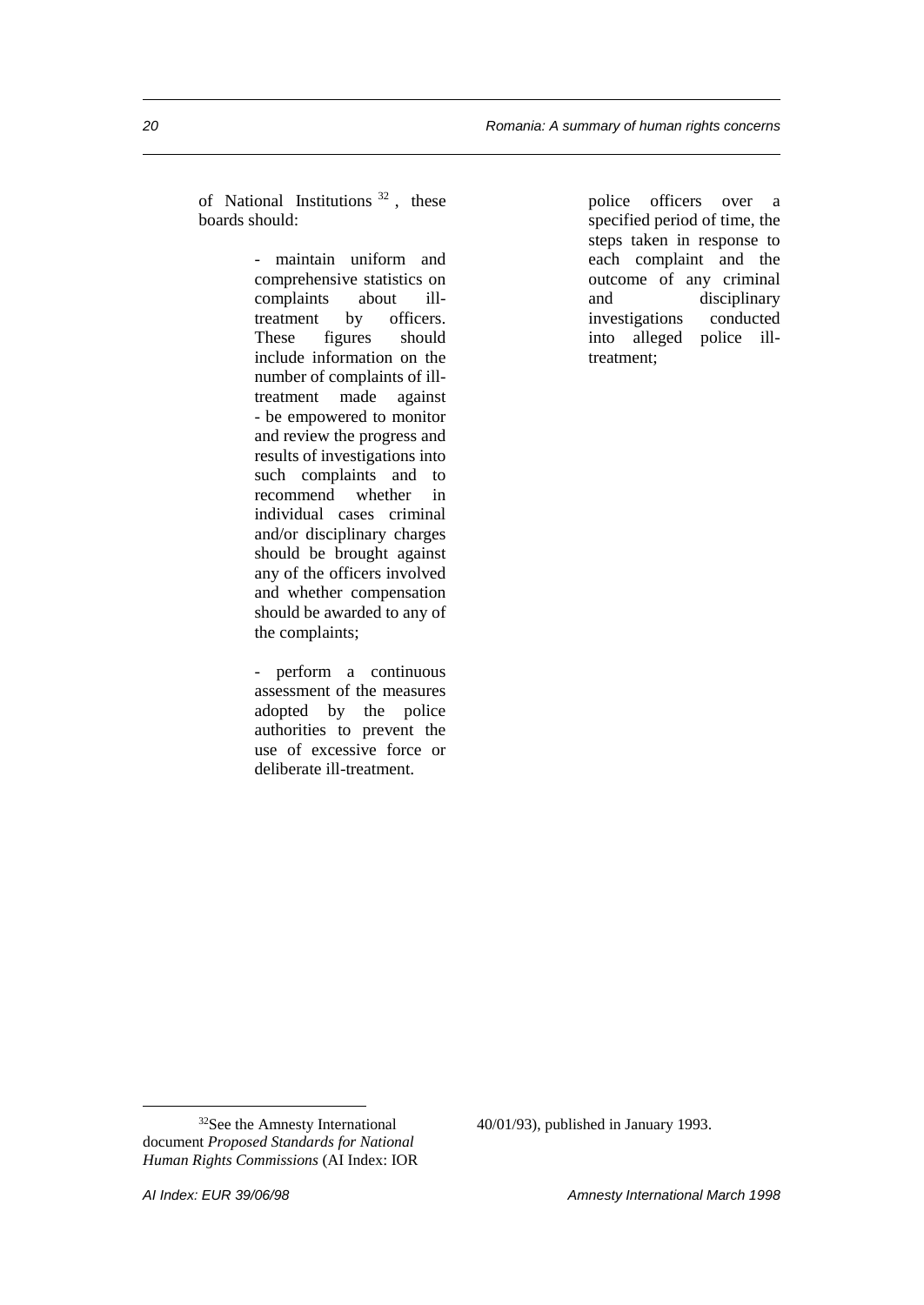of National Institutions[32], these boards should:

- maintain uniform and comprehensive statistics on complaints about ill-treatment by officers. These figures should include information on the number of complaints of ill-treatment made against police officers over a specified period of time, the steps taken in response to each complaint and the outcome of any criminal and disciplinary investigations conducted into alleged police ill-treatment;

- be empowered to monitor and review the progress and results of investigations into such complaints and to recommend whether in individual cases criminal and/or disciplinary charges should be brought against any of the officers involved and whether compensation should be awarded to any of the complaints;

- perform a continuous assessment of the measures adopted by the police authorities to prevent the use of excessive force or deliberate ill-treatment.

---

[32] See the Amnesty International document *Proposed Standards for National Human Rights Commissions* (AI Index: IOR 40/01/93), published in January 1993.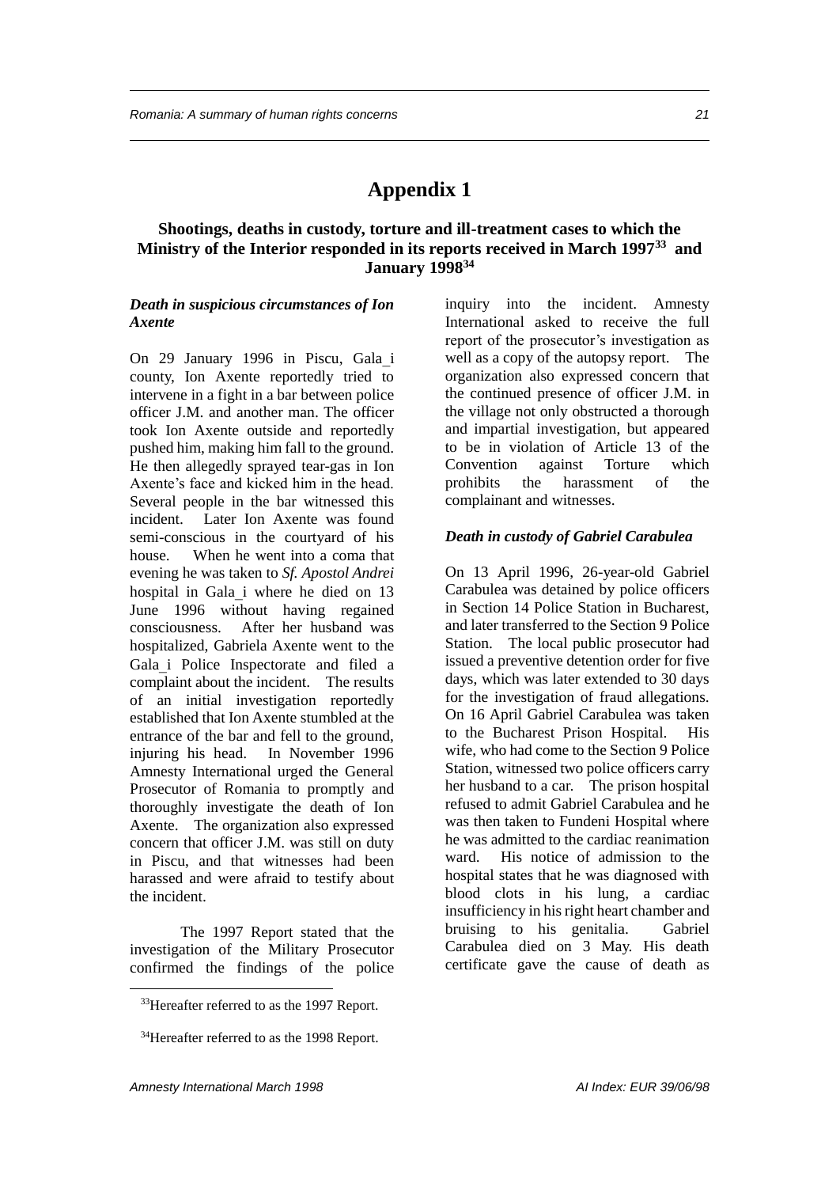# Appendix 1

## Shootings, deaths in custody, torture and ill-treatment cases to which the Ministry of the Interior responded in its reports received in March 1997[33] and January 1998[34]

### *Death in suspicious circumstances of Ion Axente*

On 29 January 1996 in Piscu, Gala_i county, Ion Axente reportedly tried to intervene in a fight in a bar between police officer J.M. and another man. The officer took Ion Axente outside and reportedly pushed him, making him fall to the ground. He then allegedly sprayed tear-gas in Ion Axente's face and kicked him in the head. Several people in the bar witnessed this incident. Later Ion Axente was found semi-conscious in the courtyard of his house. When he went into a coma that evening he was taken to *Sf. Apostol Andrei* hospital in Gala_i where he died on 13 June 1996 without having regained consciousness. After her husband was hospitalized, Gabriela Axente went to the Gala_i Police Inspectorate and filed a complaint about the incident. The results of an initial investigation reportedly established that Ion Axente stumbled at the entrance of the bar and fell to the ground, injuring his head. In November 1996 Amnesty International urged the General Prosecutor of Romania to promptly and thoroughly investigate the death of Ion Axente. The organization also expressed concern that officer J.M. was still on duty in Piscu, and that witnesses had been harassed and were afraid to testify about the incident.

The 1997 Report stated that the investigation of the Military Prosecutor confirmed the findings of the police inquiry into the incident. Amnesty International asked to receive the full report of the prosecutor's investigation as well as a copy of the autopsy report. The organization also expressed concern that the continued presence of officer J.M. in the village not only obstructed a thorough and impartial investigation, but appeared to be in violation of Article 13 of the Convention against Torture which prohibits the harassment of the complainant and witnesses.

### *Death in custody of Gabriel Carabulea*

On 13 April 1996, 26-year-old Gabriel Carabulea was detained by police officers in Section 14 Police Station in Bucharest, and later transferred to the Section 9 Police Station. The local public prosecutor had issued a preventive detention order for five days, which was later extended to 30 days for the investigation of fraud allegations. On 16 April Gabriel Carabulea was taken to the Bucharest Prison Hospital. His wife, who had come to the Section 9 Police Station, witnessed two police officers carry her husband to a car. The prison hospital refused to admit Gabriel Carabulea and he was then taken to Fundeni Hospital where he was admitted to the cardiac reanimation ward. His notice of admission to the hospital states that he was diagnosed with blood clots in his lung, a cardiac insufficiency in his right heart chamber and bruising to his genitalia. Gabriel Carabulea died on 3 May. His death certificate gave the cause of death as

---

[33] Hereafter referred to as the 1997 Report.

[34] Hereafter referred to as the 1998 Report.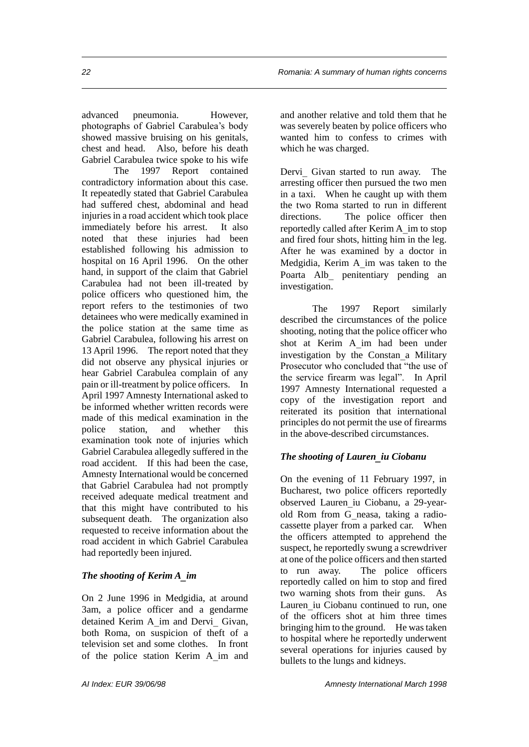advanced pneumonia. However, photographs of Gabriel Carabulea's body showed massive bruising on his genitals, chest and head. Also, before his death Gabriel Carabulea twice spoke to his wife

The 1997 Report contained contradictory information about this case. It repeatedly stated that Gabriel Carabulea had suffered chest, abdominal and head injuries in a road accident which took place immediately before his arrest. It also noted that these injuries had been established following his admission to hospital on 16 April 1996. On the other hand, in support of the claim that Gabriel Carabulea had not been ill-treated by police officers who questioned him, the report refers to the testimonies of two detainees who were medically examined in the police station at the same time as Gabriel Carabulea, following his arrest on 13 April 1996. The report noted that they did not observe any physical injuries or hear Gabriel Carabulea complain of any pain or ill-treatment by police officers. In April 1997 Amnesty International asked to be informed whether written records were made of this medical examination in the police station, and whether this examination took note of injuries which Gabriel Carabulea allegedly suffered in the road accident. If this had been the case, Amnesty International would be concerned that Gabriel Carabulea had not promptly received adequate medical treatment and that this might have contributed to his subsequent death. The organization also requested to receive information about the road accident in which Gabriel Carabulea had reportedly been injured.

### *The shooting of Kerim A_im*

On 2 June 1996 in Medgidia, at around 3am, a police officer and a gendarme detained Kerim A_im and Dervi_ Givan, both Roma, on suspicion of theft of a television set and some clothes. In front of the police station Kerim A_im and

and another relative and told them that he was severely beaten by police officers who wanted him to confess to crimes with which he was charged.

Dervi_ Givan started to run away. The arresting officer then pursued the two men in a taxi. When he caught up with them the two Roma started to run in different directions. The police officer then reportedly called after Kerim A_im to stop and fired four shots, hitting him in the leg. After he was examined by a doctor in Medgidia, Kerim A_im was taken to the Poarta Alb_ penitentiary pending an investigation.

The 1997 Report similarly described the circumstances of the police shooting, noting that the police officer who shot at Kerim A_im had been under investigation by the Constan_a Military Prosecutor who concluded that "the use of the service firearm was legal". In April 1997 Amnesty International requested a copy of the investigation report and reiterated its position that international principles do not permit the use of firearms in the above-described circumstances.

### *The shooting of Lauren_iu Ciobanu*

On the evening of 11 February 1997, in Bucharest, two police officers reportedly observed Lauren_iu Ciobanu, a 29-year-old Rom from G_neasa, taking a radio-cassette player from a parked car. When the officers attempted to apprehend the suspect, he reportedly swung a screwdriver at one of the police officers and then started to run away. The police officers reportedly called on him to stop and fired two warning shots from their guns. As Lauren_iu Ciobanu continued to run, one of the officers shot at him three times bringing him to the ground. He was taken to hospital where he reportedly underwent several operations for injuries caused by bullets to the lungs and kidneys.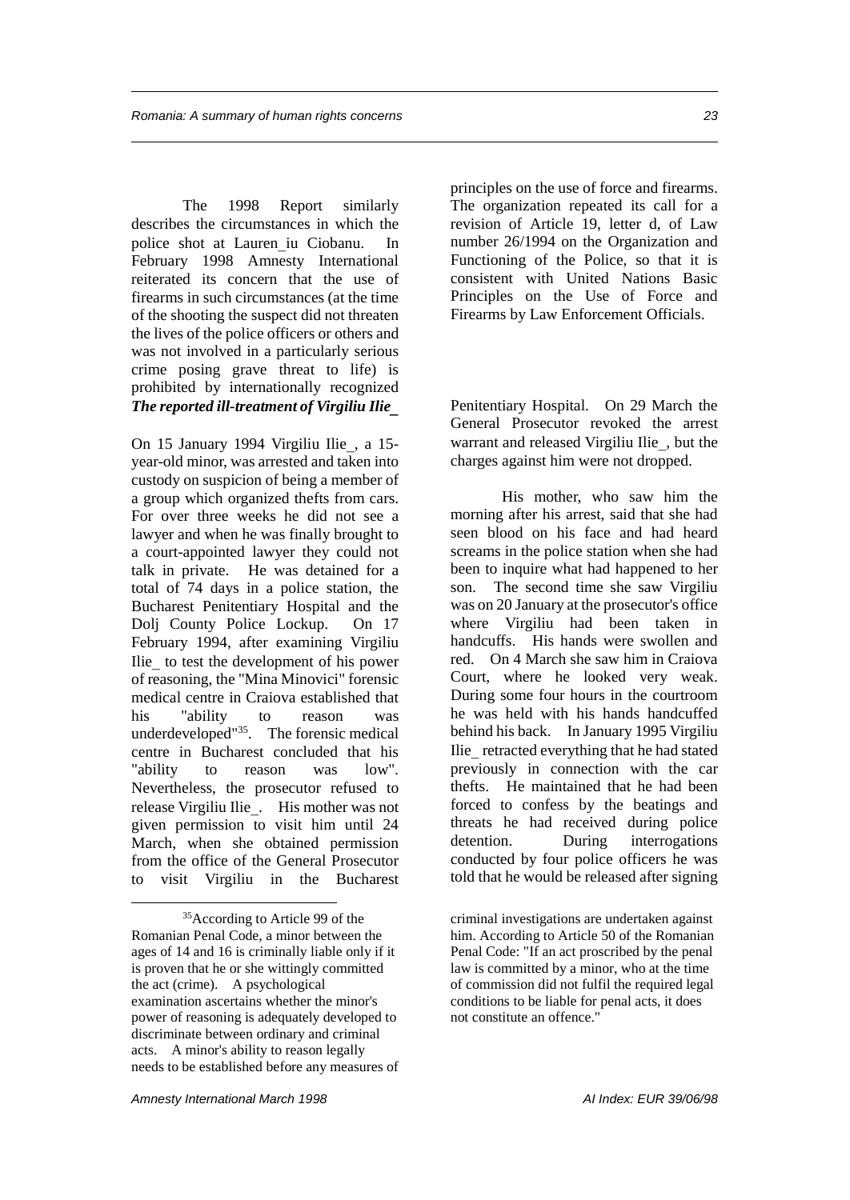The 1998 Report similarly describes the circumstances in which the police shot at Lauren_iu Ciobanu. In February 1998 Amnesty International reiterated its concern that the use of firearms in such circumstances (at the time of the shooting the suspect did not threaten the lives of the police officers or others and was not involved in a particularly serious crime posing grave threat to life) is prohibited by internationally recognized principles on the use of force and firearms. The organization repeated its call for a revision of Article 19, letter d, of Law number 26/1994 on the Organization and Functioning of the Police, so that it is consistent with United Nations Basic Principles on the Use of Force and Firearms by Law Enforcement Officials.

***The reported ill-treatment of Virgiliu Ilie_***

On 15 January 1994 Virgiliu Ilie_, a 15-year-old minor, was arrested and taken into custody on suspicion of being a member of a group which organized thefts from cars. For over three weeks he did not see a lawyer and when he was finally brought to a court-appointed lawyer they could not talk in private. He was detained for a total of 74 days in a police station, the Bucharest Penitentiary Hospital and the Dolj County Police Lockup. On 17 February 1994, after examining Virgiliu Ilie_ to test the development of his power of reasoning, the "Mina Minovici" forensic medical centre in Craiova established that his "ability to reason was underdeveloped"[35]. The forensic medical centre in Bucharest concluded that his "ability to reason was low". Nevertheless, the prosecutor refused to release Virgiliu Ilie_. His mother was not given permission to visit him until 24 March, when she obtained permission from the office of the General Prosecutor to visit Virgiliu in the Bucharest Penitentiary Hospital. On 29 March the General Prosecutor revoked the arrest warrant and released Virgiliu Ilie_, but the charges against him were not dropped.

His mother, who saw him the morning after his arrest, said that she had seen blood on his face and had heard screams in the police station when she had been to inquire what had happened to her son. The second time she saw Virgiliu was on 20 January at the prosecutor's office where Virgiliu had been taken in handcuffs. His hands were swollen and red. On 4 March she saw him in Craiova Court, where he looked very weak. During some four hours in the courtroom he was held with his hands handcuffed behind his back. In January 1995 Virgiliu Ilie_ retracted everything that he had stated previously in connection with the car thefts. He maintained that he had been forced to confess by the beatings and threats he had received during police detention. During interrogations conducted by four police officers he was told that he would be released after signing

---

[35]According to Article 99 of the Romanian Penal Code, a minor between the ages of 14 and 16 is criminally liable only if it is proven that he or she wittingly committed the act (crime). A psychological examination ascertains whether the minor's power of reasoning is adequately developed to discriminate between ordinary and criminal acts. A minor's ability to reason legally needs to be established before any measures of criminal investigations are undertaken against him. According to Article 50 of the Romanian Penal Code: "If an act proscribed by the penal law is committed by a minor, who at the time of commission did not fulfil the required legal conditions to be liable for penal acts, it does not constitute an offence."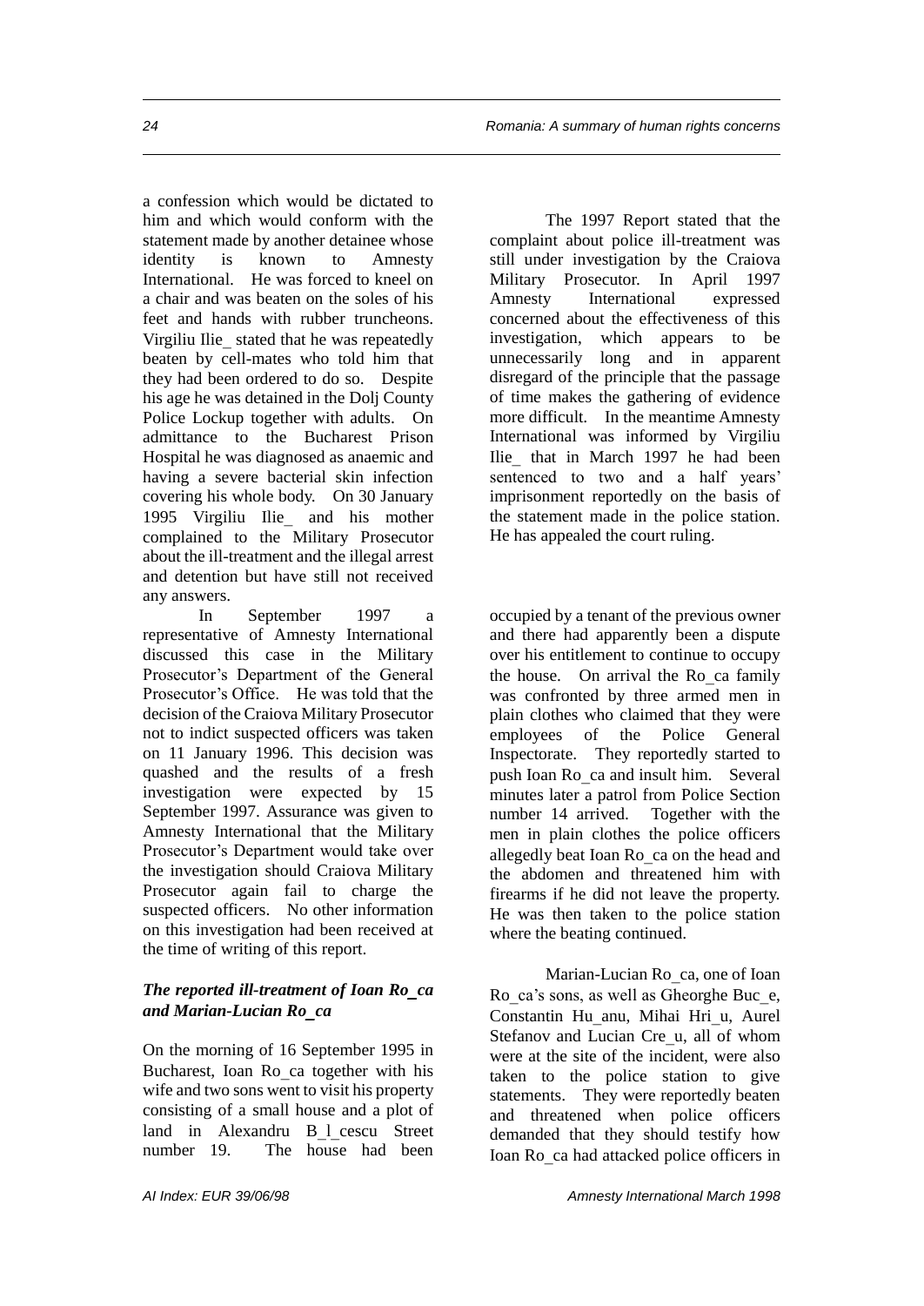a confession which would be dictated to him and which would conform with the statement made by another detainee whose identity is known to Amnesty International. He was forced to kneel on a chair and was beaten on the soles of his feet and hands with rubber truncheons. Virgiliu Ilie_ stated that he was repeatedly beaten by cell-mates who told him that they had been ordered to do so. Despite his age he was detained in the Dolj County Police Lockup together with adults. On admittance to the Bucharest Prison Hospital he was diagnosed as anaemic and having a severe bacterial skin infection covering his whole body. On 30 January 1995 Virgiliu Ilie_ and his mother complained to the Military Prosecutor about the ill-treatment and the illegal arrest and detention but have still not received any answers.

In September 1997 a representative of Amnesty International discussed this case in the Military Prosecutor's Department of the General Prosecutor's Office. He was told that the decision of the Craiova Military Prosecutor not to indict suspected officers was taken on 11 January 1996. This decision was quashed and the results of a fresh investigation were expected by 15 September 1997. Assurance was given to Amnesty International that the Military Prosecutor's Department would take over the investigation should Craiova Military Prosecutor again fail to charge the suspected officers. No other information on this investigation had been received at the time of writing of this report.

The 1997 Report stated that the complaint about police ill-treatment was still under investigation by the Craiova Military Prosecutor. In April 1997 Amnesty International expressed concerned about the effectiveness of this investigation, which appears to be unnecessarily long and in apparent disregard of the principle that the passage of time makes the gathering of evidence more difficult. In the meantime Amnesty International was informed by Virgiliu Ilie_ that in March 1997 he had been sentenced to two and a half years' imprisonment reportedly on the basis of the statement made in the police station. He has appealed the court ruling.

### *The reported ill-treatment of Ioan Ro_ca and Marian-Lucian Ro_ca*

On the morning of 16 September 1995 in Bucharest, Ioan Ro_ca together with his wife and two sons went to visit his property consisting of a small house and a plot of land in Alexandru B_l_cescu Street number 19. The house had been occupied by a tenant of the previous owner and there had apparently been a dispute over his entitlement to continue to occupy the house. On arrival the Ro_ca family was confronted by three armed men in plain clothes who claimed that they were employees of the Police General Inspectorate. They reportedly started to push Ioan Ro_ca and insult him. Several minutes later a patrol from Police Section number 14 arrived. Together with the men in plain clothes the police officers allegedly beat Ioan Ro_ca on the head and the abdomen and threatened him with firearms if he did not leave the property. He was then taken to the police station where the beating continued.

Marian-Lucian Ro_ca, one of Ioan Ro_ca's sons, as well as Gheorghe Buc_e, Constantin Hu_anu, Mihai Hri_u, Aurel Stefanov and Lucian Cre_u, all of whom were at the site of the incident, were also taken to the police station to give statements. They were reportedly beaten and threatened when police officers demanded that they should testify how Ioan Ro_ca had attacked police officers in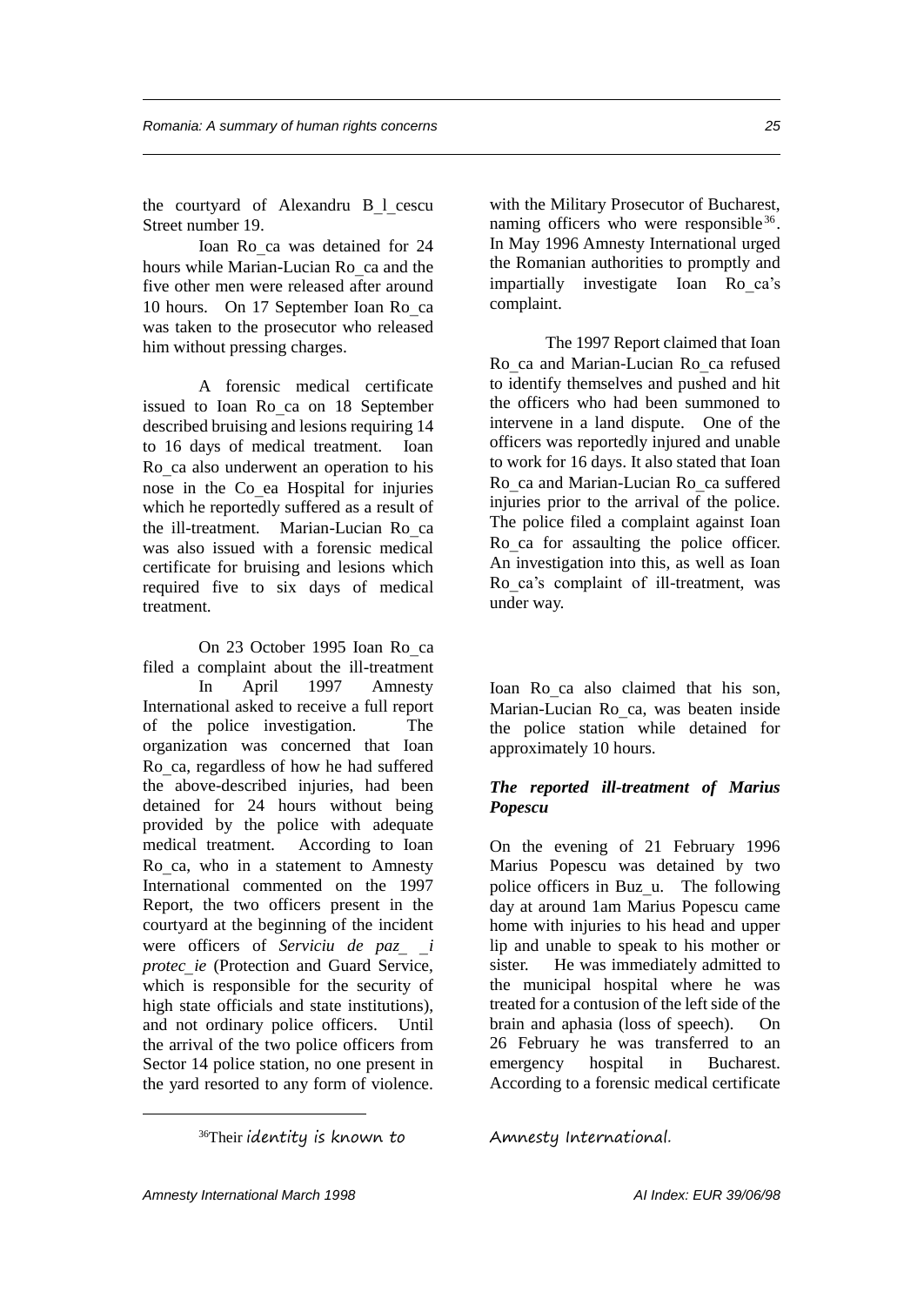the courtyard of Alexandru B_l_cescu Street number 19.

Ioan Ro_ca was detained for 24 hours while Marian-Lucian Ro_ca and the five other men were released after around 10 hours. On 17 September Ioan Ro_ca was taken to the prosecutor who released him without pressing charges.

A forensic medical certificate issued to Ioan Ro_ca on 18 September described bruising and lesions requiring 14 to 16 days of medical treatment. Ioan Ro_ca also underwent an operation to his nose in the Co_ea Hospital for injuries which he reportedly suffered as a result of the ill-treatment. Marian-Lucian Ro_ca was also issued with a forensic medical certificate for bruising and lesions which required five to six days of medical treatment.

On 23 October 1995 Ioan Ro_ca filed a complaint about the ill-treatment In April 1997 Amnesty International asked to receive a full report of the police investigation. The organization was concerned that Ioan Ro_ca, regardless of how he had suffered the above-described injuries, had been detained for 24 hours without being provided by the police with adequate medical treatment. According to Ioan Ro_ca, who in a statement to Amnesty International commented on the 1997 Report, the two officers present in the courtyard at the beginning of the incident were officers of *Serviciu de paz_ _i protec_ie* (Protection and Guard Service, which is responsible for the security of high state officials and state institutions), and not ordinary police officers. Until the arrival of the two police officers from Sector 14 police station, no one present in the yard resorted to any form of violence.

with the Military Prosecutor of Bucharest, naming officers who were responsible[36]. In May 1996 Amnesty International urged the Romanian authorities to promptly and impartially investigate Ioan Ro_ca's complaint.

The 1997 Report claimed that Ioan Ro_ca and Marian-Lucian Ro_ca refused to identify themselves and pushed and hit the officers who had been summoned to intervene in a land dispute. One of the officers was reportedly injured and unable to work for 16 days. It also stated that Ioan Ro_ca and Marian-Lucian Ro_ca suffered injuries prior to the arrival of the police. The police filed a complaint against Ioan Ro_ca for assaulting the police officer. An investigation into this, as well as Ioan Ro_ca's complaint of ill-treatment, was under way.

Ioan Ro_ca also claimed that his son, Marian-Lucian Ro_ca, was beaten inside the police station while detained for approximately 10 hours.

### *The reported ill-treatment of Marius Popescu*

On the evening of 21 February 1996 Marius Popescu was detained by two police officers in Buz_u. The following day at around 1am Marius Popescu came home with injuries to his head and upper lip and unable to speak to his mother or sister. He was immediately admitted to the municipal hospital where he was treated for a contusion of the left side of the brain and aphasia (loss of speech). On 26 February he was transferred to an emergency hospital in Bucharest. According to a forensic medical certificate

[36] Their identity is known to Amnesty International.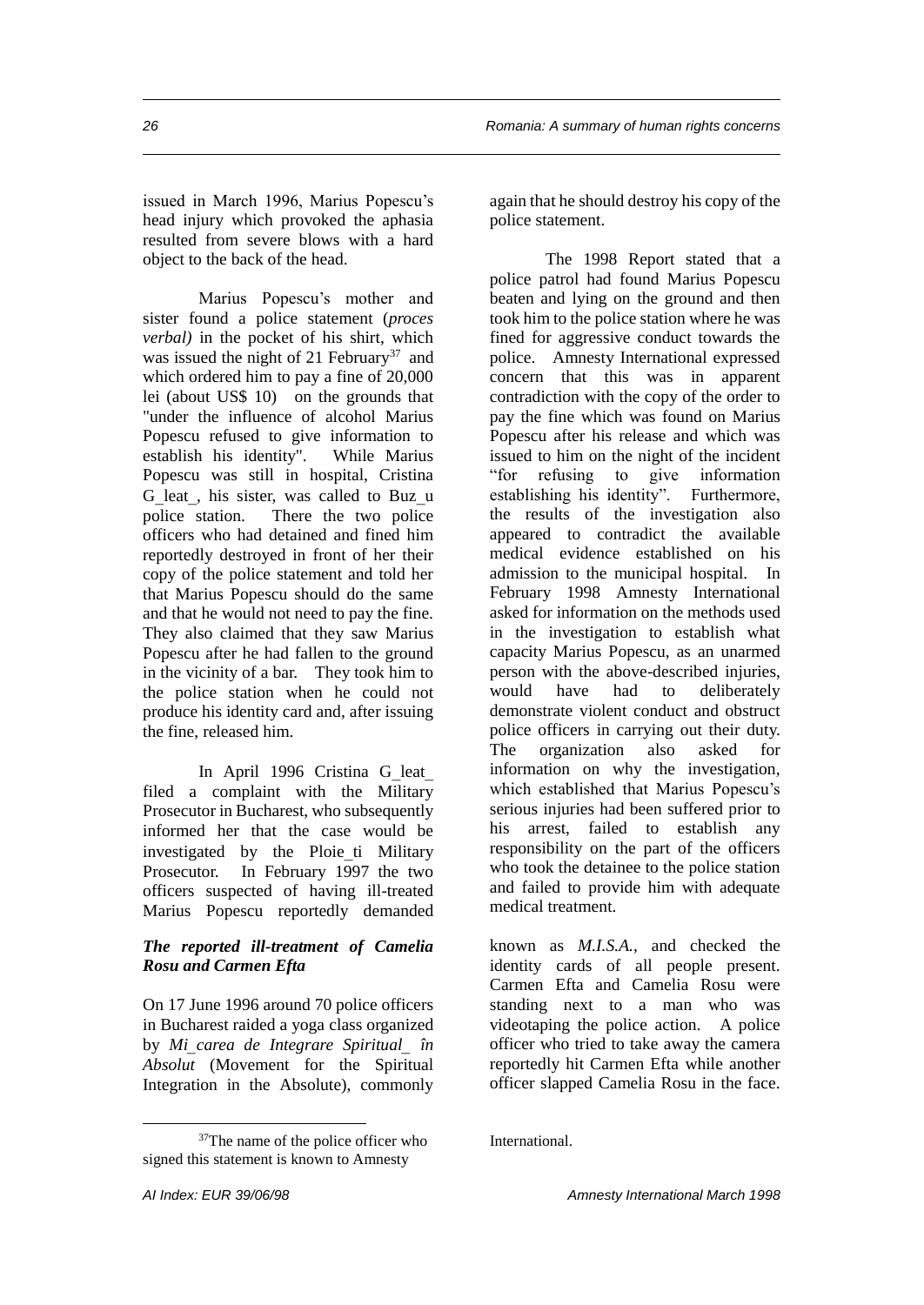issued in March 1996, Marius Popescu's head injury which provoked the aphasia resulted from severe blows with a hard object to the back of the head.

Marius Popescu's mother and sister found a police statement (*proces verbal)* in the pocket of his shirt, which was issued the night of 21 February[37] and which ordered him to pay a fine of 20,000 lei (about US$ 10) on the grounds that "under the influence of alcohol Marius Popescu refused to give information to establish his identity". While Marius Popescu was still in hospital, Cristina G_leat_, his sister, was called to Buz_u police station. There the two police officers who had detained and fined him reportedly destroyed in front of her their copy of the police statement and told her that Marius Popescu should do the same and that he would not need to pay the fine. They also claimed that they saw Marius Popescu after he had fallen to the ground in the vicinity of a bar. They took him to the police station when he could not produce his identity card and, after issuing the fine, released him.

In April 1996 Cristina G_leat_ filed a complaint with the Military Prosecutor in Bucharest, who subsequently informed her that the case would be investigated by the Ploie_ti Military Prosecutor. In February 1997 the two officers suspected of having ill-treated Marius Popescu reportedly demanded again that he should destroy his copy of the police statement.

The 1998 Report stated that a police patrol had found Marius Popescu beaten and lying on the ground and then took him to the police station where he was fined for aggressive conduct towards the police. Amnesty International expressed concern that this was in apparent contradiction with the copy of the order to pay the fine which was found on Marius Popescu after his release and which was issued to him on the night of the incident "for refusing to give information establishing his identity". Furthermore, the results of the investigation also appeared to contradict the available medical evidence established on his admission to the municipal hospital. In February 1998 Amnesty International asked for information on the methods used in the investigation to establish what capacity Marius Popescu, as an unarmed person with the above-described injuries, would have had to deliberately demonstrate violent conduct and obstruct police officers in carrying out their duty. The organization also asked for information on why the investigation, which established that Marius Popescu's serious injuries had been suffered prior to his arrest, failed to establish any responsibility on the part of the officers who took the detainee to the police station and failed to provide him with adequate medical treatment.

### *The reported ill-treatment of Camelia Rosu and Carmen Efta*

On 17 June 1996 around 70 police officers in Bucharest raided a yoga class organized by *Mi_carea de Integrare Spiritual_ în Absolut* (Movement for the Spiritual Integration in the Absolute), commonly known as *M.I.S.A.*, and checked the identity cards of all people present. Carmen Efta and Camelia Rosu were standing next to a man who was videotaping the police action. A police officer who tried to take away the camera reportedly hit Carmen Efta while another officer slapped Camelia Rosu in the face.

[37] The name of the police officer who signed this statement is known to Amnesty International.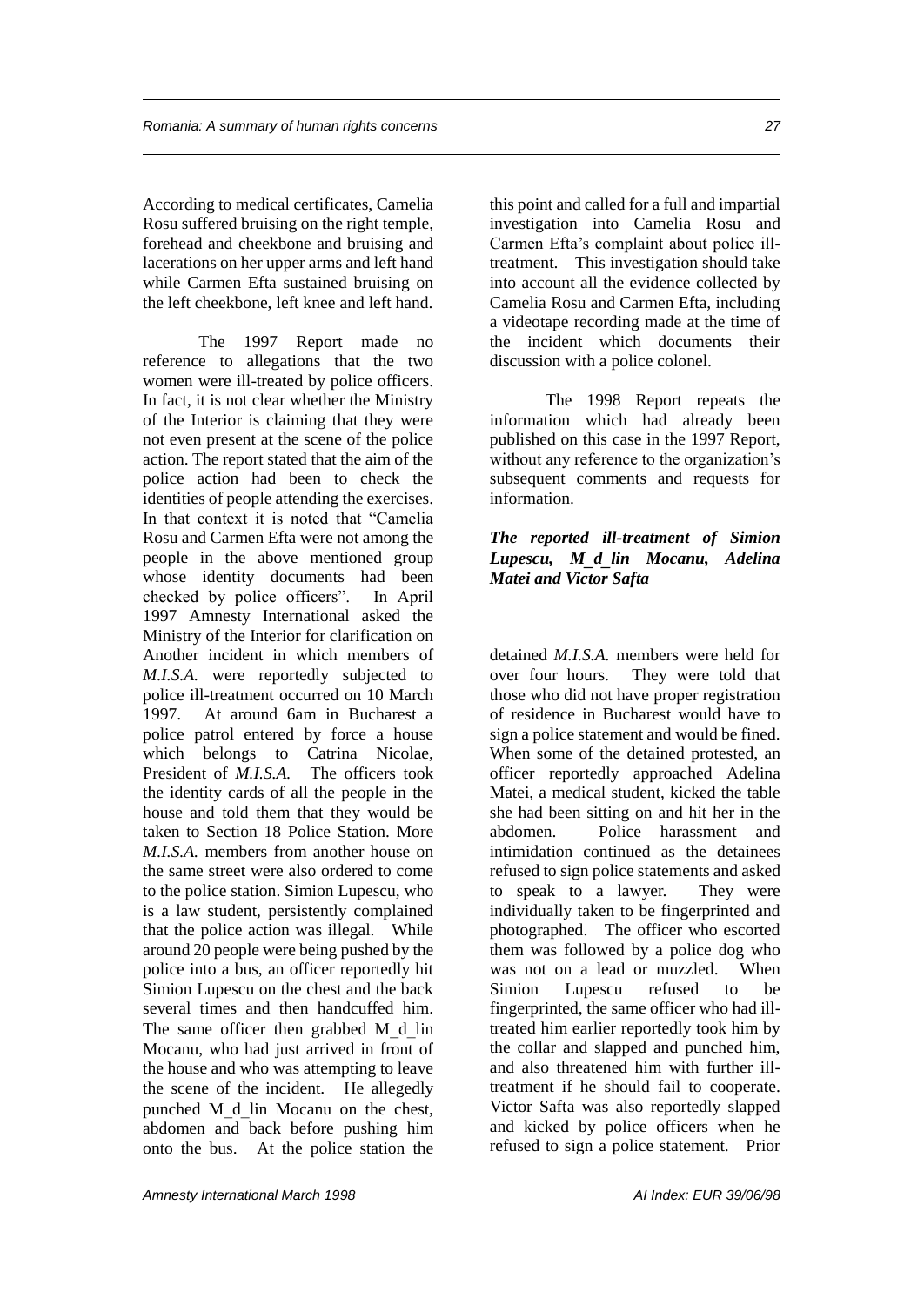According to medical certificates, Camelia Rosu suffered bruising on the right temple, forehead and cheekbone and bruising and lacerations on her upper arms and left hand while Carmen Efta sustained bruising on the left cheekbone, left knee and left hand.

The 1997 Report made no reference to allegations that the two women were ill-treated by police officers. In fact, it is not clear whether the Ministry of the Interior is claiming that they were not even present at the scene of the police action. The report stated that the aim of the police action had been to check the identities of people attending the exercises. In that context it is noted that "Camelia Rosu and Carmen Efta were not among the people in the above mentioned group whose identity documents had been checked by police officers". In April 1997 Amnesty International asked the Ministry of the Interior for clarification on this point and called for a full and impartial investigation into Camelia Rosu and Carmen Efta's complaint about police ill-treatment. This investigation should take into account all the evidence collected by Camelia Rosu and Carmen Efta, including a videotape recording made at the time of the incident which documents their discussion with a police colonel.

The 1998 Report repeats the information which had already been published on this case in the 1997 Report, without any reference to the organization's subsequent comments and requests for information.

***The reported ill-treatment of Simion Lupescu, M_d_lin Mocanu, Adelina Matei and Victor Safta***

Another incident in which members of *M.I.S.A.* were reportedly subjected to police ill-treatment occurred on 10 March 1997. At around 6am in Bucharest a police patrol entered by force a house which belongs to Catrina Nicolae, President of *M.I.S.A.* The officers took the identity cards of all the people in the house and told them that they would be taken to Section 18 Police Station. More *M.I.S.A.* members from another house on the same street were also ordered to come to the police station. Simion Lupescu, who is a law student, persistently complained that the police action was illegal. While around 20 people were being pushed by the police into a bus, an officer reportedly hit Simion Lupescu on the chest and the back several times and then handcuffed him. The same officer then grabbed M_d_lin Mocanu, who had just arrived in front of the house and who was attempting to leave the scene of the incident. He allegedly punched M_d_lin Mocanu on the chest, abdomen and back before pushing him onto the bus. At the police station the detained *M.I.S.A.* members were held for over four hours. They were told that those who did not have proper registration of residence in Bucharest would have to sign a police statement and would be fined. When some of the detained protested, an officer reportedly approached Adelina Matei, a medical student, kicked the table she had been sitting on and hit her in the abdomen. Police harassment and intimidation continued as the detainees refused to sign police statements and asked to speak to a lawyer. They were individually taken to be fingerprinted and photographed. The officer who escorted them was followed by a police dog who was not on a lead or muzzled. When Simion Lupescu refused to be fingerprinted, the same officer who had ill-treated him earlier reportedly took him by the collar and slapped and punched him, and also threatened him with further ill-treatment if he should fail to cooperate. Victor Safta was also reportedly slapped and kicked by police officers when he refused to sign a police statement. Prior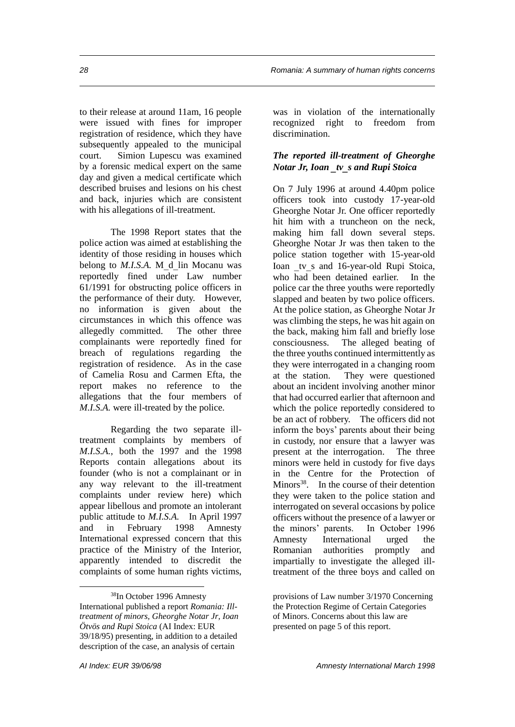to their release at around 11am, 16 people were issued with fines for improper registration of residence, which they have subsequently appealed to the municipal court. Simion Lupescu was examined by a forensic medical expert on the same day and given a medical certificate which described bruises and lesions on his chest and back, injuries which are consistent with his allegations of ill-treatment.

The 1998 Report states that the police action was aimed at establishing the identity of those residing in houses which belong to *M.I.S.A.* M_d_lin Mocanu was reportedly fined under Law number 61/1991 for obstructing police officers in the performance of their duty. However, no information is given about the circumstances in which this offence was allegedly committed. The other three complainants were reportedly fined for breach of regulations regarding the registration of residence. As in the case of Camelia Rosu and Carmen Efta, the report makes no reference to the allegations that the four members of *M.I.S.A.* were ill-treated by the police.

Regarding the two separate ill-treatment complaints by members of *M.I.S.A.*, both the 1997 and the 1998 Reports contain allegations about its founder (who is not a complainant or in any way relevant to the ill-treatment complaints under review here) which appear libellous and promote an intolerant public attitude to *M.I.S.A.* In April 1997 and in February 1998 Amnesty International expressed concern that this practice of the Ministry of the Interior, apparently intended to discredit the complaints of some human rights victims, was in violation of the internationally recognized right to freedom from discrimination.

### *The reported ill-treatment of Gheorghe Notar Jr, Ioan _tv_s and Rupi Stoica*

On 7 July 1996 at around 4.40pm police officers took into custody 17-year-old Gheorghe Notar Jr. One officer reportedly hit him with a truncheon on the neck, making him fall down several steps. Gheorghe Notar Jr was then taken to the police station together with 15-year-old Ioan _tv_s and 16-year-old Rupi Stoica, who had been detained earlier. In the police car the three youths were reportedly slapped and beaten by two police officers. At the police station, as Gheorghe Notar Jr was climbing the steps, he was hit again on the back, making him fall and briefly lose consciousness. The alleged beating of the three youths continued intermittently as they were interrogated in a changing room at the station. They were questioned about an incident involving another minor that had occurred earlier that afternoon and which the police reportedly considered to be an act of robbery. The officers did not inform the boys' parents about their being in custody, nor ensure that a lawyer was present at the interrogation. The three minors were held in custody for five days in the Centre for the Protection of Minors[38]. In the course of their detention they were taken to the police station and interrogated on several occasions by police officers without the presence of a lawyer or the minors' parents. In October 1996 Amnesty International urged the Romanian authorities promptly and impartially to investigate the alleged ill-treatment of the three boys and called on

---

[38]In October 1996 Amnesty International published a report *Romania: Ill-treatment of minors, Gheorghe Notar Jr, Ioan Ötvös and Rupi Stoica* (AI Index: EUR 39/18/95) presenting, in addition to a detailed description of the case, an analysis of certain provisions of Law number 3/1970 Concerning the Protection Regime of Certain Categories of Minors. Concerns about this law are presented on page 5 of this report.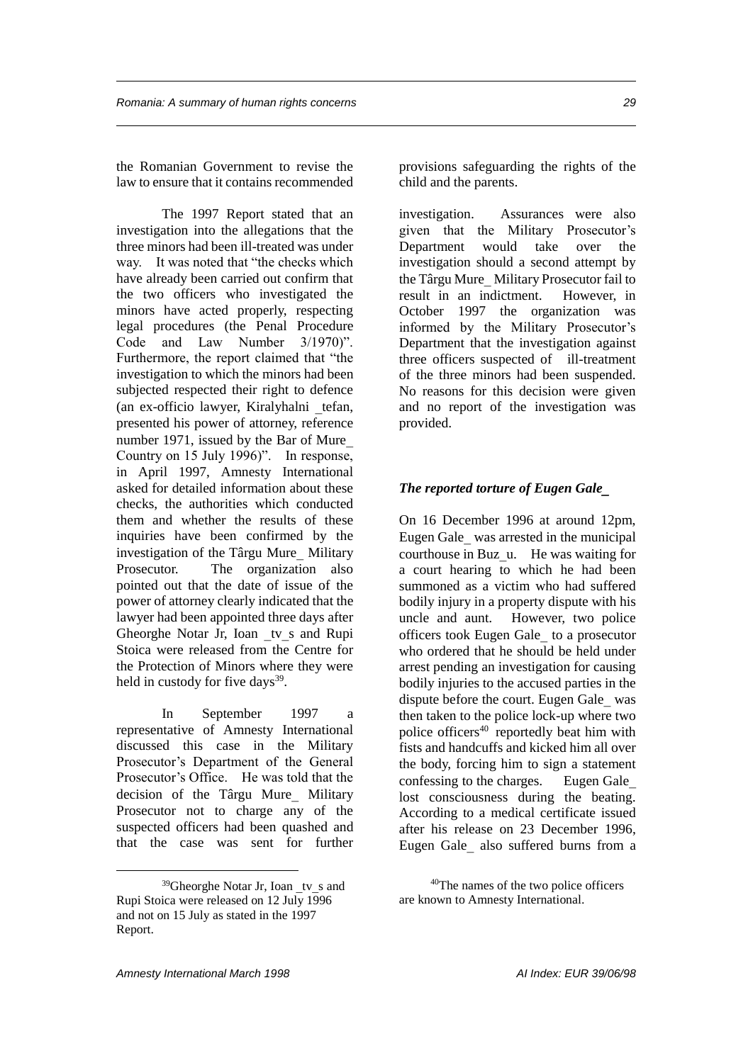the Romanian Government to revise the law to ensure that it contains recommended provisions safeguarding the rights of the child and the parents.

The 1997 Report stated that an investigation into the allegations that the three minors had been ill-treated was under way. It was noted that "the checks which have already been carried out confirm that the two officers who investigated the minors have acted properly, respecting legal procedures (the Penal Procedure Code and Law Number 3/1970)". Furthermore, the report claimed that "the investigation to which the minors had been subjected respected their right to defence (an ex-officio lawyer, Kiralyhalni _tefan, presented his power of attorney, reference number 1971, issued by the Bar of Mure_ Country on 15 July 1996)". In response, in April 1997, Amnesty International asked for detailed information about these checks, the authorities which conducted them and whether the results of these inquiries have been confirmed by the investigation of the Târgu Mure_ Military Prosecutor. The organization also pointed out that the date of issue of the power of attorney clearly indicated that the lawyer had been appointed three days after Gheorghe Notar Jr, Ioan _tv_s and Rupi Stoica were released from the Centre for the Protection of Minors where they were held in custody for five days[39].

In September 1997 a representative of Amnesty International discussed this case in the Military Prosecutor's Department of the General Prosecutor's Office. He was told that the decision of the Târgu Mure_ Military Prosecutor not to charge any of the suspected officers had been quashed and that the case was sent for further investigation. Assurances were also given that the Military Prosecutor's Department would take over the investigation should a second attempt by the Târgu Mure_ Military Prosecutor fail to result in an indictment. However, in October 1997 the organization was informed by the Military Prosecutor's Department that the investigation against three officers suspected of ill-treatment of the three minors had been suspended. No reasons for this decision were given and no report of the investigation was provided.

### *The reported torture of Eugen Gale_*

On 16 December 1996 at around 12pm, Eugen Gale_ was arrested in the municipal courthouse in Buz_u. He was waiting for a court hearing to which he had been summoned as a victim who had suffered bodily injury in a property dispute with his uncle and aunt. However, two police officers took Eugen Gale_ to a prosecutor who ordered that he should be held under arrest pending an investigation for causing bodily injuries to the accused parties in the dispute before the court. Eugen Gale_ was then taken to the police lock-up where two police officers[40] reportedly beat him with fists and handcuffs and kicked him all over the body, forcing him to sign a statement confessing to the charges. Eugen Gale_ lost consciousness during the beating. According to a medical certificate issued after his release on 23 December 1996, Eugen Gale_ also suffered burns from a

---

[39] Gheorghe Notar Jr, Ioan _tv_s and Rupi Stoica were released on 12 July 1996 and not on 15 July as stated in the 1997 Report.

[40] The names of the two police officers are known to Amnesty International.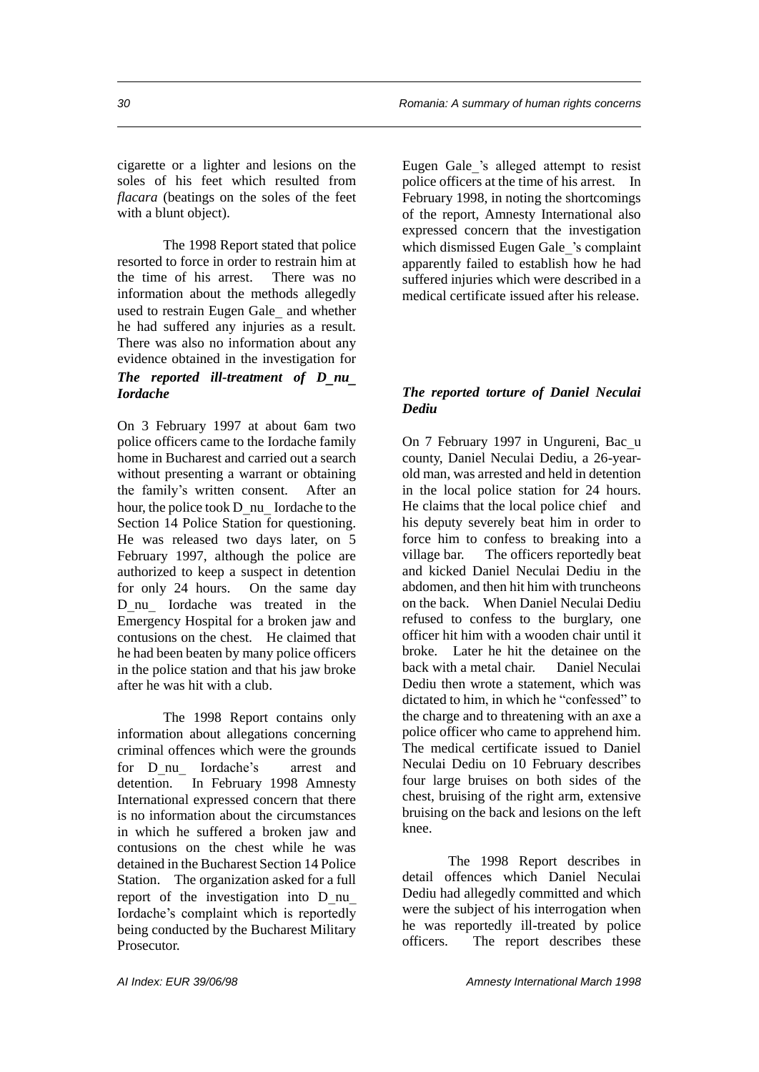cigarette or a lighter and lesions on the soles of his feet which resulted from *flacara* (beatings on the soles of the feet with a blunt object).

The 1998 Report stated that police resorted to force in order to restrain him at the time of his arrest. There was no information about the methods allegedly used to restrain Eugen Gale_ and whether he had suffered any injuries as a result. There was also no information about any evidence obtained in the investigation for Eugen Gale_'s alleged attempt to resist police officers at the time of his arrest. In February 1998, in noting the shortcomings of the report, Amnesty International also expressed concern that the investigation which dismissed Eugen Gale_'s complaint apparently failed to establish how he had suffered injuries which were described in a medical certificate issued after his release.

### *The reported ill-treatment of D_nu_ Iordache*

On 3 February 1997 at about 6am two police officers came to the Iordache family home in Bucharest and carried out a search without presenting a warrant or obtaining the family's written consent. After an hour, the police took D_nu_ Iordache to the Section 14 Police Station for questioning. He was released two days later, on 5 February 1997, although the police are authorized to keep a suspect in detention for only 24 hours. On the same day D_nu_ Iordache was treated in the Emergency Hospital for a broken jaw and contusions on the chest. He claimed that he had been beaten by many police officers in the police station and that his jaw broke after he was hit with a club.

The 1998 Report contains only information about allegations concerning criminal offences which were the grounds for D_nu_ Iordache's arrest and detention. In February 1998 Amnesty International expressed concern that there is no information about the circumstances in which he suffered a broken jaw and contusions on the chest while he was detained in the Bucharest Section 14 Police Station. The organization asked for a full report of the investigation into D_nu_ Iordache's complaint which is reportedly being conducted by the Bucharest Military Prosecutor.

### *The reported torture of Daniel Neculai Dediu*

On 7 February 1997 in Ungureni, Bac_u county, Daniel Neculai Dediu, a 26-year-old man, was arrested and held in detention in the local police station for 24 hours. He claims that the local police chief and his deputy severely beat him in order to force him to confess to breaking into a village bar. The officers reportedly beat and kicked Daniel Neculai Dediu in the abdomen, and then hit him with truncheons on the back. When Daniel Neculai Dediu refused to confess to the burglary, one officer hit him with a wooden chair until it broke. Later he hit the detainee on the back with a metal chair. Daniel Neculai Dediu then wrote a statement, which was dictated to him, in which he "confessed" to the charge and to threatening with an axe a police officer who came to apprehend him. The medical certificate issued to Daniel Neculai Dediu on 10 February describes four large bruises on both sides of the chest, bruising of the right arm, extensive bruising on the back and lesions on the left knee.

The 1998 Report describes in detail offences which Daniel Neculai Dediu had allegedly committed and which were the subject of his interrogation when he was reportedly ill-treated by police officers. The report describes these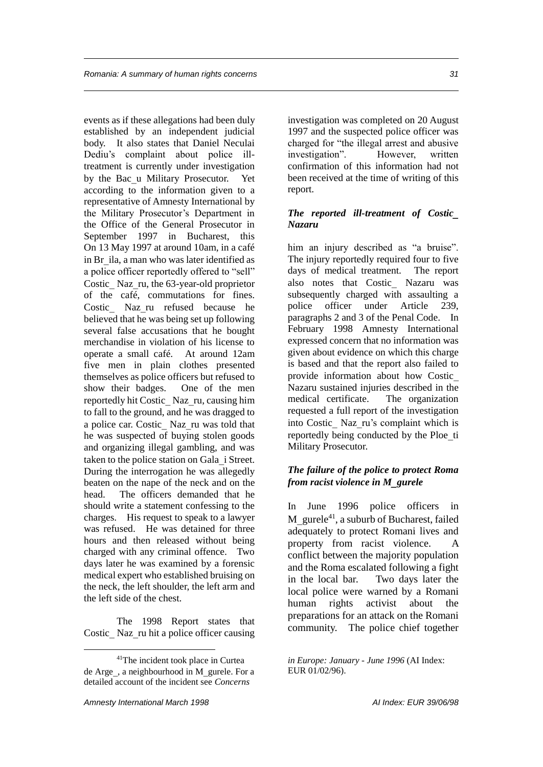events as if these allegations had been duly established by an independent judicial body. It also states that Daniel Neculai Dediu's complaint about police ill-treatment is currently under investigation by the Bac_u Military Prosecutor. Yet according to the information given to a representative of Amnesty International by the Military Prosecutor's Department in the Office of the General Prosecutor in September 1997 in Bucharest, this investigation was completed on 20 August 1997 and the suspected police officer was charged for "the illegal arrest and abusive investigation". However, written confirmation of this information had not been received at the time of writing of this report.

### *The reported ill-treatment of Costic_ Nazaru*

On 13 May 1997 at around 10am, in a café in Br_ila, a man who was later identified as a police officer reportedly offered to "sell" Costic_ Naz_ru, the 63-year-old proprietor of the café, commutations for fines. Costic_ Naz_ru refused because he believed that he was being set up following several false accusations that he bought merchandise in violation of his license to operate a small café. At around 12am five men in plain clothes presented themselves as police officers but refused to show their badges. One of the men reportedly hit Costic_ Naz_ru, causing him to fall to the ground, and he was dragged to a police car. Costic_ Naz_ru was told that he was suspected of buying stolen goods and organizing illegal gambling, and was taken to the police station on Gala_i Street. During the interrogation he was allegedly beaten on the nape of the neck and on the head. The officers demanded that he should write a statement confessing to the charges. His request to speak to a lawyer was refused. He was detained for three hours and then released without being charged with any criminal offence. Two days later he was examined by a forensic medical expert who established bruising on the neck, the left shoulder, the left arm and the left side of the chest.

The 1998 Report states that Costic_ Naz_ru hit a police officer causing him an injury described as "a bruise". The injury reportedly required four to five days of medical treatment. The report also notes that Costic_ Nazaru was subsequently charged with assaulting a police officer under Article 239, paragraphs 2 and 3 of the Penal Code. In February 1998 Amnesty International expressed concern that no information was given about evidence on which this charge is based and that the report also failed to provide information about how Costic_ Nazaru sustained injuries described in the medical certificate. The organization requested a full report of the investigation into Costic_ Naz_ru's complaint which is reportedly being conducted by the Ploe_ti Military Prosecutor.

### *The failure of the police to protect Roma from racist violence in M_gurele*

In June 1996 police officers in M_gurele[41], a suburb of Bucharest, failed adequately to protect Romani lives and property from racist violence. A conflict between the majority population and the Roma escalated following a fight in the local bar. Two days later the local police were warned by a Romani human rights activist about the preparations for an attack on the Romani community. The police chief together

---

[41] The incident took place in Curtea de Arge_, a neighbourhood in M_gurele. For a detailed account of the incident see *Concerns in Europe: January - June 1996* (AI Index: EUR 01/02/96).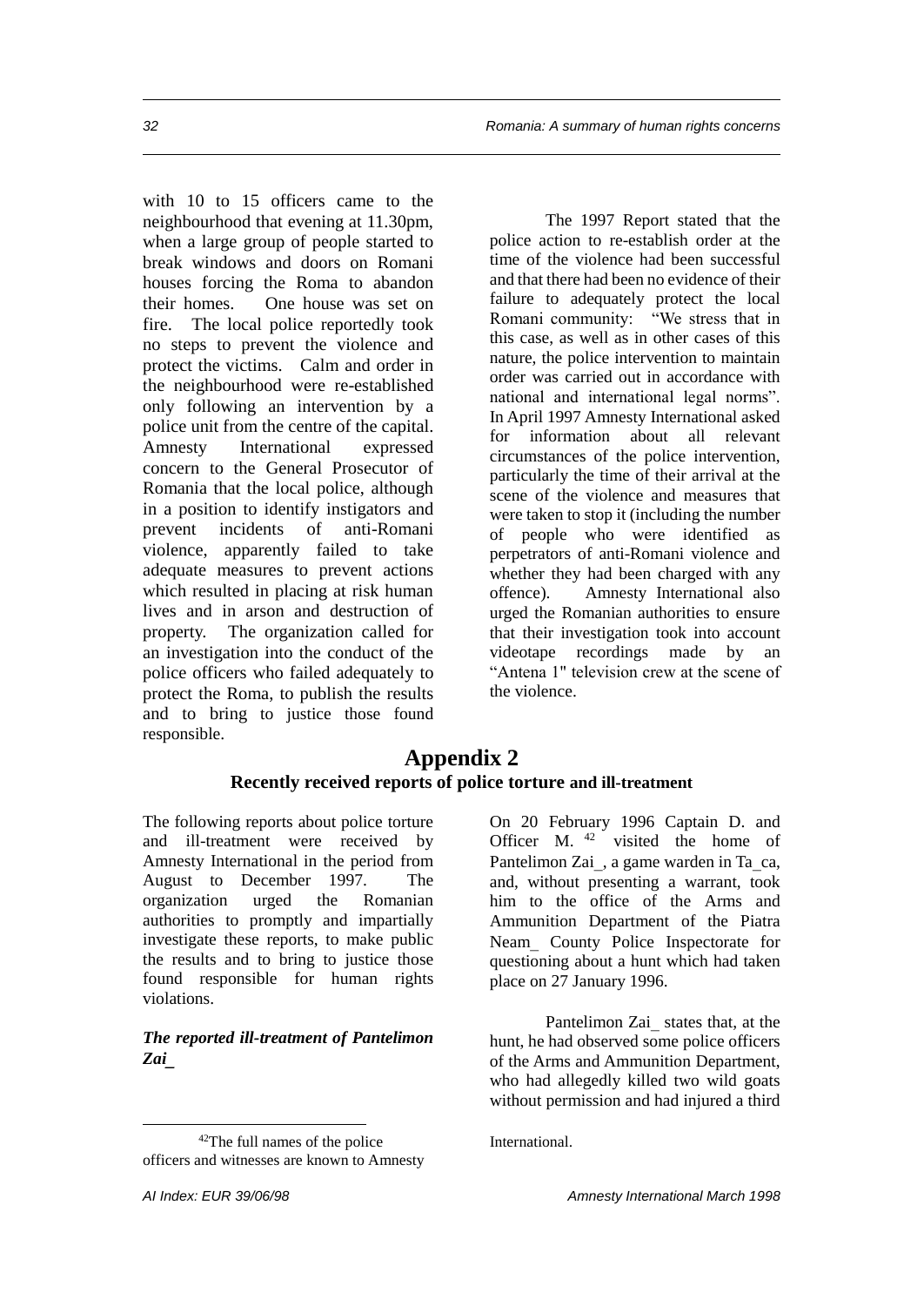with 10 to 15 officers came to the neighbourhood that evening at 11.30pm, when a large group of people started to break windows and doors on Romani houses forcing the Roma to abandon their homes. One house was set on fire. The local police reportedly took no steps to prevent the violence and protect the victims. Calm and order in the neighbourhood were re-established only following an intervention by a police unit from the centre of the capital. Amnesty International expressed concern to the General Prosecutor of Romania that the local police, although in a position to identify instigators and prevent incidents of anti-Romani violence, apparently failed to take adequate measures to prevent actions which resulted in placing at risk human lives and in arson and destruction of property. The organization called for an investigation into the conduct of the police officers who failed adequately to protect the Roma, to publish the results and to bring to justice those found responsible.

The 1997 Report stated that the police action to re-establish order at the time of the violence had been successful and that there had been no evidence of their failure to adequately protect the local Romani community: "We stress that in this case, as well as in other cases of this nature, the police intervention to maintain order was carried out in accordance with national and international legal norms". In April 1997 Amnesty International asked for information about all relevant circumstances of the police intervention, particularly the time of their arrival at the scene of the violence and measures that were taken to stop it (including the number of people who were identified as perpetrators of anti-Romani violence and whether they had been charged with any offence). Amnesty International also urged the Romanian authorities to ensure that their investigation took into account videotape recordings made by an "Antena 1" television crew at the scene of the violence.

# Appendix 2

## Recently received reports of police torture and ill-treatment

The following reports about police torture and ill-treatment were received by Amnesty International in the period from August to December 1997. The organization urged the Romanian authorities to promptly and impartially investigate these reports, to make public the results and to bring to justice those found responsible for human rights violations.

***The reported ill-treatment of Pantelimon Zai_***

On 20 February 1996 Captain D. and Officer M. [42] visited the home of Pantelimon Zai_, a game warden in Ta_ca, and, without presenting a warrant, took him to the office of the Arms and Ammunition Department of the Piatra Neam_ County Police Inspectorate for questioning about a hunt which had taken place on 27 January 1996.

Pantelimon Zai_ states that, at the hunt, he had observed some police officers of the Arms and Ammunition Department, who had allegedly killed two wild goats without permission and had injured a third

[42] The full names of the police officers and witnesses are known to Amnesty International.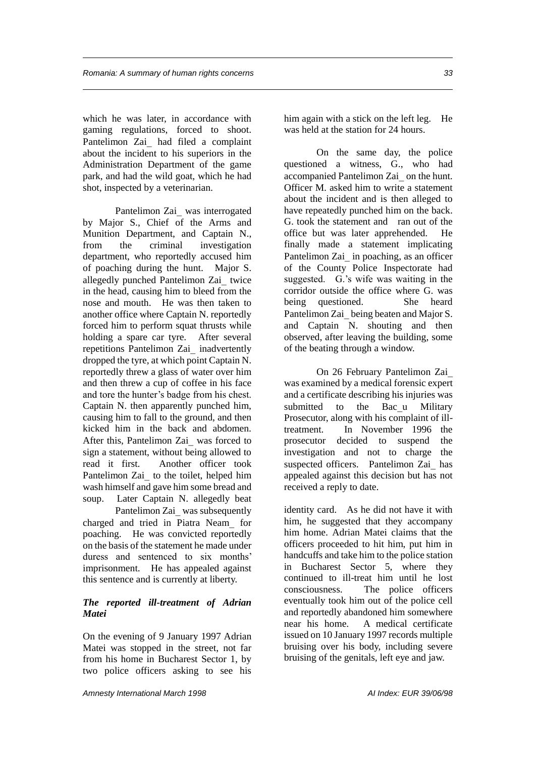which he was later, in accordance with gaming regulations, forced to shoot. Pantelimon Zai_ had filed a complaint about the incident to his superiors in the Administration Department of the game park, and had the wild goat, which he had shot, inspected by a veterinarian.

Pantelimon Zai_ was interrogated by Major S., Chief of the Arms and Munition Department, and Captain N., from the criminal investigation department, who reportedly accused him of poaching during the hunt. Major S. allegedly punched Pantelimon Zai_ twice in the head, causing him to bleed from the nose and mouth. He was then taken to another office where Captain N. reportedly forced him to perform squat thrusts while holding a spare car tyre. After several repetitions Pantelimon Zai_ inadvertently dropped the tyre, at which point Captain N. reportedly threw a glass of water over him and then threw a cup of coffee in his face and tore the hunter's badge from his chest. Captain N. then apparently punched him, causing him to fall to the ground, and then kicked him in the back and abdomen. After this, Pantelimon Zai_ was forced to sign a statement, without being allowed to read it first. Another officer took Pantelimon Zai_ to the toilet, helped him wash himself and gave him some bread and soup. Later Captain N. allegedly beat him again with a stick on the left leg. He was held at the station for 24 hours.

On the same day, the police questioned a witness, G., who had accompanied Pantelimon Zai_ on the hunt. Officer M. asked him to write a statement about the incident and is then alleged to have repeatedly punched him on the back. G. took the statement and ran out of the office but was later apprehended. He finally made a statement implicating Pantelimon Zai_ in poaching, as an officer of the County Police Inspectorate had suggested. G.'s wife was waiting in the corridor outside the office where G. was being questioned. She heard Pantelimon Zai_ being beaten and Major S. and Captain N. shouting and then observed, after leaving the building, some of the beating through a window.

On 26 February Pantelimon Zai_ was examined by a medical forensic expert and a certificate describing his injuries was submitted to the Bac_u Military Prosecutor, along with his complaint of ill-treatment. In November 1996 the prosecutor decided to suspend the investigation and not to charge the suspected officers. Pantelimon Zai_ has appealed against this decision but has not received a reply to date.

Pantelimon Zai_ was subsequently charged and tried in Piatra Neam_ for poaching. He was convicted reportedly on the basis of the statement he made under duress and sentenced to six months' imprisonment. He has appealed against this sentence and is currently at liberty.

### *The reported ill-treatment of Adrian Matei*

On the evening of 9 January 1997 Adrian Matei was stopped in the street, not far from his home in Bucharest Sector 1, by two police officers asking to see his identity card. As he did not have it with him, he suggested that they accompany him home. Adrian Matei claims that the officers proceeded to hit him, put him in handcuffs and take him to the police station in Bucharest Sector 5, where they continued to ill-treat him until he lost consciousness. The police officers eventually took him out of the police cell and reportedly abandoned him somewhere near his home. A medical certificate issued on 10 January 1997 records multiple bruising over his body, including severe bruising of the genitals, left eye and jaw.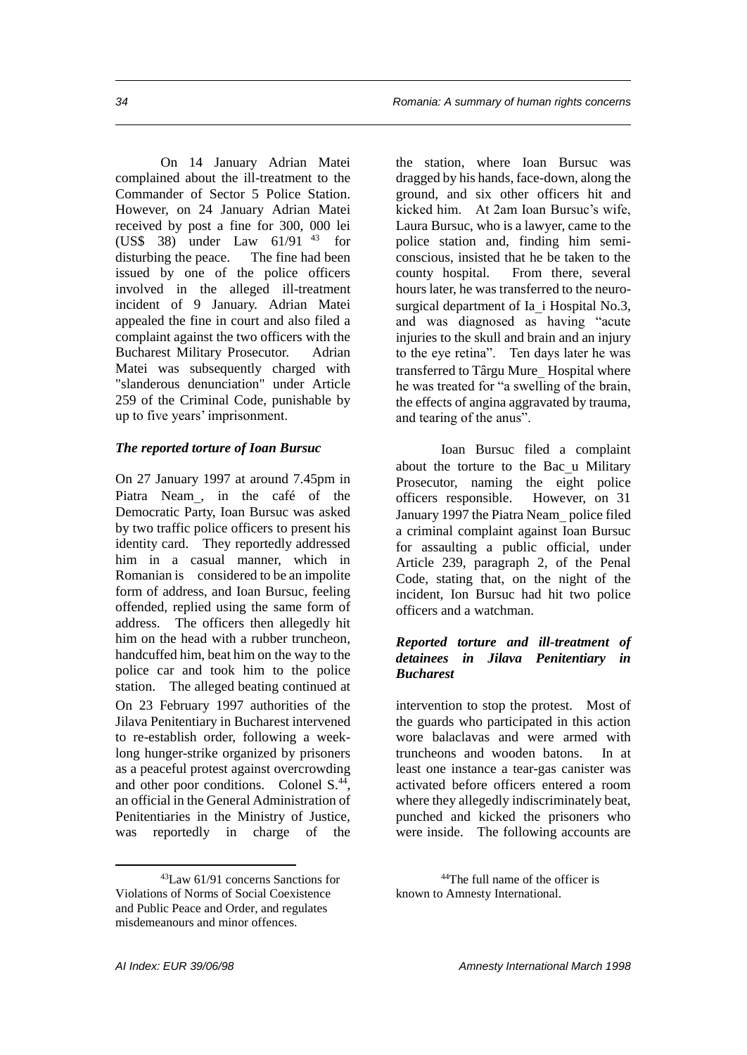On 14 January Adrian Matei complained about the ill-treatment to the Commander of Sector 5 Police Station. However, on 24 January Adrian Matei received by post a fine for 300, 000 lei (US$ 38) under Law 61/91 [43] for disturbing the peace. The fine had been issued by one of the police officers involved in the alleged ill-treatment incident of 9 January. Adrian Matei appealed the fine in court and also filed a complaint against the two officers with the Bucharest Military Prosecutor. Adrian Matei was subsequently charged with "slanderous denunciation" under Article 259 of the Criminal Code, punishable by up to five years' imprisonment.

### *The reported torture of Ioan Bursuc*

On 27 January 1997 at around 7.45pm in Piatra Neam_, in the café of the Democratic Party, Ioan Bursuc was asked by two traffic police officers to present his identity card. They reportedly addressed him in a casual manner, which in Romanian is considered to be an impolite form of address, and Ioan Bursuc, feeling offended, replied using the same form of address. The officers then allegedly hit him on the head with a rubber truncheon, handcuffed him, beat him on the way to the police car and took him to the police station. The alleged beating continued at the station, where Ioan Bursuc was dragged by his hands, face-down, along the ground, and six other officers hit and kicked him. At 2am Ioan Bursuc's wife, Laura Bursuc, who is a lawyer, came to the police station and, finding him semi-conscious, insisted that he be taken to the county hospital. From there, several hours later, he was transferred to the neuro-surgical department of Ia_i Hospital No.3, and was diagnosed as having "acute injuries to the skull and brain and an injury to the eye retina". Ten days later he was transferred to Târgu Mure_ Hospital where he was treated for "a swelling of the brain, the effects of angina aggravated by trauma, and tearing of the anus".

Ioan Bursuc filed a complaint about the torture to the Bac_u Military Prosecutor, naming the eight police officers responsible. However, on 31 January 1997 the Piatra Neam_ police filed a criminal complaint against Ioan Bursuc for assaulting a public official, under Article 239, paragraph 2, of the Penal Code, stating that, on the night of the incident, Ion Bursuc had hit two police officers and a watchman.

### *Reported torture and ill-treatment of detainees in Jilava Penitentiary in Bucharest*

On 23 February 1997 authorities of the Jilava Penitentiary in Bucharest intervened to re-establish order, following a week-long hunger-strike organized by prisoners as a peaceful protest against overcrowding and other poor conditions. Colonel S.[44], an official in the General Administration of Penitentiaries in the Ministry of Justice, was reportedly in charge of the intervention to stop the protest. Most of the guards who participated in this action wore balaclavas and were armed with truncheons and wooden batons. In at least one instance a tear-gas canister was activated before officers entered a room where they allegedly indiscriminately beat, punched and kicked the prisoners who were inside. The following accounts are

---

[43] Law 61/91 concerns Sanctions for Violations of Norms of Social Coexistence and Public Peace and Order, and regulates misdemeanours and minor offences.

[44] The full name of the officer is known to Amnesty International.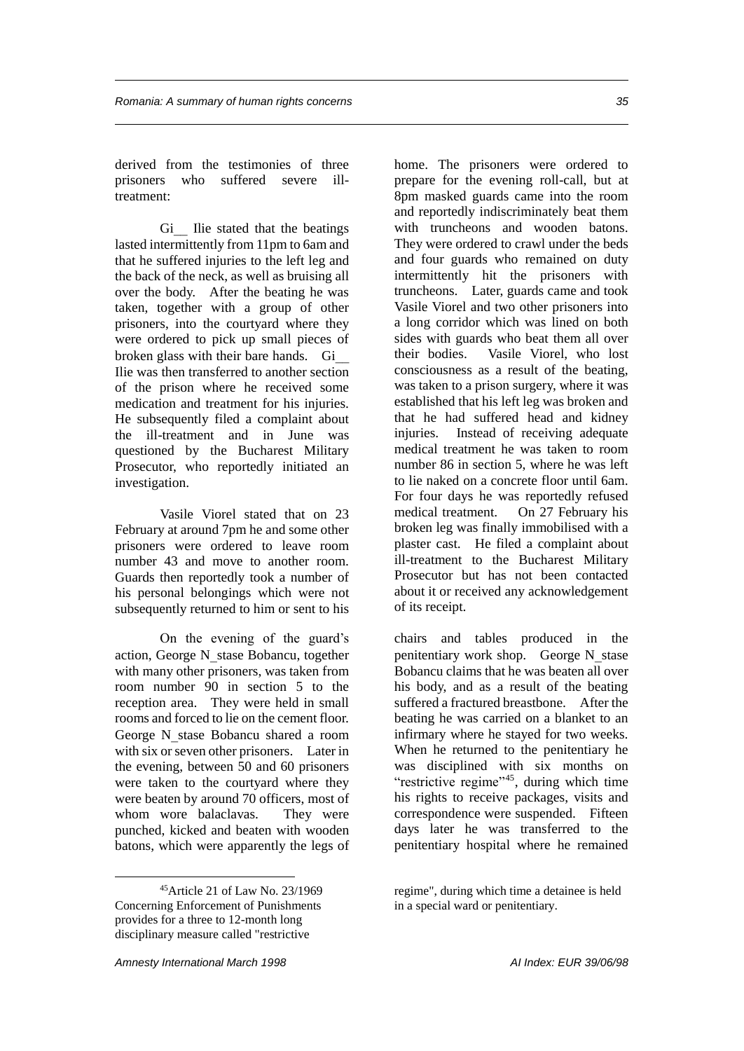derived from the testimonies of three prisoners who suffered severe ill-treatment:

Gi__ Ilie stated that the beatings lasted intermittently from 11pm to 6am and that he suffered injuries to the left leg and the back of the neck, as well as bruising all over the body. After the beating he was taken, together with a group of other prisoners, into the courtyard where they were ordered to pick up small pieces of broken glass with their bare hands. Gi__ Ilie was then transferred to another section of the prison where he received some medication and treatment for his injuries. He subsequently filed a complaint about the ill-treatment and in June was questioned by the Bucharest Military Prosecutor, who reportedly initiated an investigation.

Vasile Viorel stated that on 23 February at around 7pm he and some other prisoners were ordered to leave room number 43 and move to another room. Guards then reportedly took a number of his personal belongings which were not subsequently returned to him or sent to his home. The prisoners were ordered to prepare for the evening roll-call, but at 8pm masked guards came into the room and reportedly indiscriminately beat them with truncheons and wooden batons. They were ordered to crawl under the beds and four guards who remained on duty intermittently hit the prisoners with truncheons. Later, guards came and took Vasile Viorel and two other prisoners into a long corridor which was lined on both sides with guards who beat them all over their bodies. Vasile Viorel, who lost consciousness as a result of the beating, was taken to a prison surgery, where it was established that his left leg was broken and that he had suffered head and kidney injuries. Instead of receiving adequate medical treatment he was taken to room number 86 in section 5, where he was left to lie naked on a concrete floor until 6am. For four days he was reportedly refused medical treatment. On 27 February his broken leg was finally immobilised with a plaster cast. He filed a complaint about ill-treatment to the Bucharest Military Prosecutor but has not been contacted about it or received any acknowledgement of its receipt.

On the evening of the guard's action, George N_stase Bobancu, together with many other prisoners, was taken from room number 90 in section 5 to the reception area. They were held in small rooms and forced to lie on the cement floor. George N_stase Bobancu shared a room with six or seven other prisoners. Later in the evening, between 50 and 60 prisoners were taken to the courtyard where they were beaten by around 70 officers, most of whom wore balaclavas. They were punched, kicked and beaten with wooden batons, which were apparently the legs of chairs and tables produced in the penitentiary work shop. George N_stase Bobancu claims that he was beaten all over his body, and as a result of the beating suffered a fractured breastbone. After the beating he was carried on a blanket to an infirmary where he stayed for two weeks. When he returned to the penitentiary he was disciplined with six months on "restrictive regime"[45], during which time his rights to receive packages, visits and correspondence were suspended. Fifteen days later he was transferred to the penitentiary hospital where he remained

[45] Article 21 of Law No. 23/1969 Concerning Enforcement of Punishments provides for a three to 12-month long disciplinary measure called "restrictive regime", during which time a detainee is held in a special ward or penitentiary.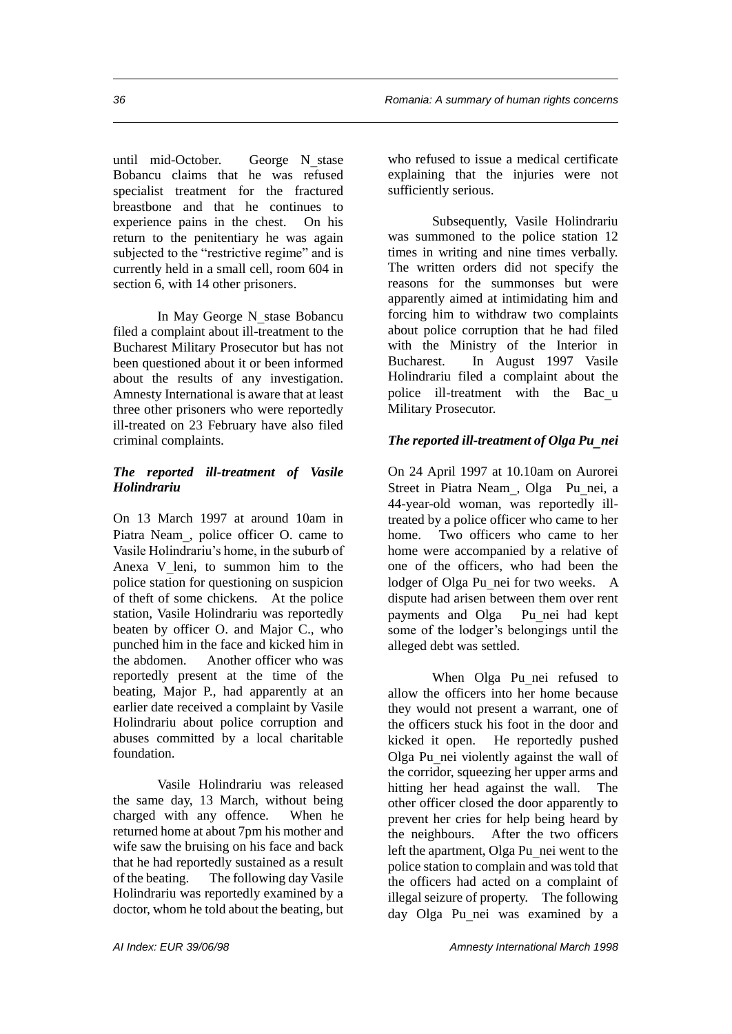until mid-October. George N_stase Bobancu claims that he was refused specialist treatment for the fractured breastbone and that he continues to experience pains in the chest. On his return to the penitentiary he was again subjected to the "restrictive regime" and is currently held in a small cell, room 604 in section 6, with 14 other prisoners.

In May George N_stase Bobancu filed a complaint about ill-treatment to the Bucharest Military Prosecutor but has not been questioned about it or been informed about the results of any investigation. Amnesty International is aware that at least three other prisoners who were reportedly ill-treated on 23 February have also filed criminal complaints.

### *The reported ill-treatment of Vasile Holindrariu*

On 13 March 1997 at around 10am in Piatra Neam_, police officer O. came to Vasile Holindrariu's home, in the suburb of Anexa V_leni, to summon him to the police station for questioning on suspicion of theft of some chickens. At the police station, Vasile Holindrariu was reportedly beaten by officer O. and Major C., who punched him in the face and kicked him in the abdomen. Another officer who was reportedly present at the time of the beating, Major P., had apparently at an earlier date received a complaint by Vasile Holindrariu about police corruption and abuses committed by a local charitable foundation.

Vasile Holindrariu was released the same day, 13 March, without being charged with any offence. When he returned home at about 7pm his mother and wife saw the bruising on his face and back that he had reportedly sustained as a result of the beating. The following day Vasile Holindrariu was reportedly examined by a doctor, whom he told about the beating, but who refused to issue a medical certificate explaining that the injuries were not sufficiently serious.

Subsequently, Vasile Holindrariu was summoned to the police station 12 times in writing and nine times verbally. The written orders did not specify the reasons for the summonses but were apparently aimed at intimidating him and forcing him to withdraw two complaints about police corruption that he had filed with the Ministry of the Interior in Bucharest. In August 1997 Vasile Holindrariu filed a complaint about the police ill-treatment with the Bac_u Military Prosecutor.

### *The reported ill-treatment of Olga Pu_nei*

On 24 April 1997 at 10.10am on Aurorei Street in Piatra Neam_, Olga Pu_nei, a 44-year-old woman, was reportedly ill-treated by a police officer who came to her home. Two officers who came to her home were accompanied by a relative of one of the officers, who had been the lodger of Olga Pu_nei for two weeks. A dispute had arisen between them over rent payments and Olga Pu_nei had kept some of the lodger's belongings until the alleged debt was settled.

When Olga Pu_nei refused to allow the officers into her home because they would not present a warrant, one of the officers stuck his foot in the door and kicked it open. He reportedly pushed Olga Pu_nei violently against the wall of the corridor, squeezing her upper arms and hitting her head against the wall. The other officer closed the door apparently to prevent her cries for help being heard by the neighbours. After the two officers left the apartment, Olga Pu_nei went to the police station to complain and was told that the officers had acted on a complaint of illegal seizure of property. The following day Olga Pu_nei was examined by a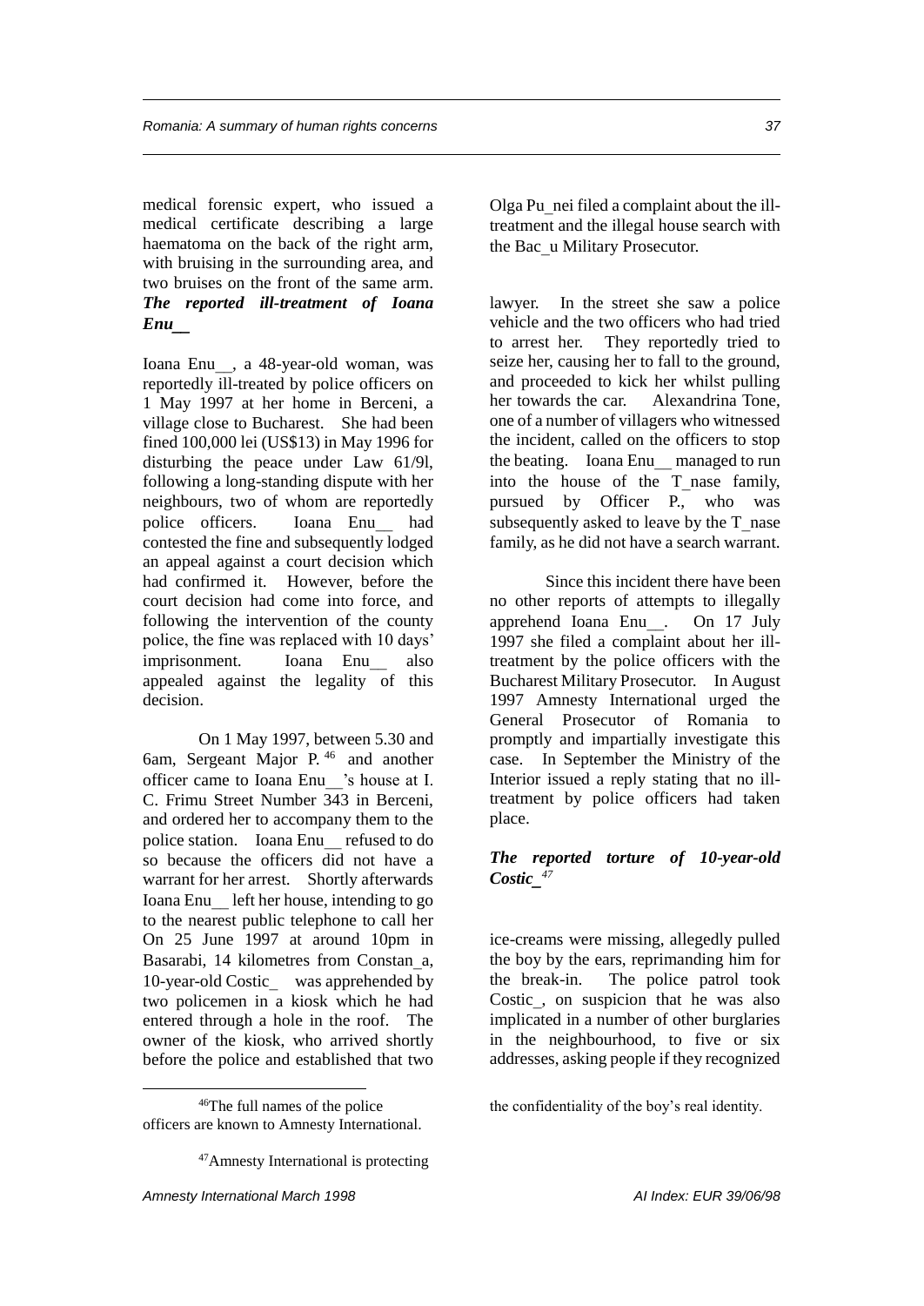medical forensic expert, who issued a medical certificate describing a large haematoma on the back of the right arm, with bruising in the surrounding area, and two bruises on the front of the same arm. Olga Pu_nei filed a complaint about the ill-treatment and the illegal house search with the Bac_u Military Prosecutor.

### *The reported ill-treatment of Ioana Enu__*

Ioana Enu__, a 48-year-old woman, was reportedly ill-treated by police officers on 1 May 1997 at her home in Berceni, a village close to Bucharest. She had been fined 100,000 lei (US$13) in May 1996 for disturbing the peace under Law 61/9l, following a long-standing dispute with her neighbours, two of whom are reportedly police officers. Ioana Enu__ had contested the fine and subsequently lodged an appeal against a court decision which had confirmed it. However, before the court decision had come into force, and following the intervention of the county police, the fine was replaced with 10 days' imprisonment. Ioana Enu__ also appealed against the legality of this decision.

On 1 May 1997, between 5.30 and 6am, Sergeant Major P.[46] and another officer came to Ioana Enu__'s house at I. C. Frimu Street Number 343 in Berceni, and ordered her to accompany them to the police station. Ioana Enu__ refused to do so because the officers did not have a warrant for her arrest. Shortly afterwards Ioana Enu__ left her house, intending to go to the nearest public telephone to call her lawyer. In the street she saw a police vehicle and the two officers who had tried to arrest her. They reportedly tried to seize her, causing her to fall to the ground, and proceeded to kick her whilst pulling her towards the car. Alexandrina Tone, one of a number of villagers who witnessed the incident, called on the officers to stop the beating. Ioana Enu__ managed to run into the house of the T_nase family, pursued by Officer P., who was subsequently asked to leave by the T_nase family, as he did not have a search warrant.

Since this incident there have been no other reports of attempts to illegally apprehend Ioana Enu__. On 17 July 1997 she filed a complaint about her ill-treatment by the police officers with the Bucharest Military Prosecutor. In August 1997 Amnesty International urged the General Prosecutor of Romania to promptly and impartially investigate this case. In September the Ministry of the Interior issued a reply stating that no ill-treatment by police officers had taken place.

### *The reported torture of 10-year-old Costic_*[47]

On 25 June 1997 at around 10pm in Basarabi, 14 kilometres from Constan_a, 10-year-old Costic_ was apprehended by two policemen in a kiosk which he had entered through a hole in the roof. The owner of the kiosk, who arrived shortly before the police and established that two ice-creams were missing, allegedly pulled the boy by the ears, reprimanding him for the break-in. The police patrol took Costic_, on suspicion that he was also implicated in a number of other burglaries in the neighbourhood, to five or six addresses, asking people if they recognized

---

[46] The full names of the police officers are known to Amnesty International.

[47] Amnesty International is protecting the confidentiality of the boy's real identity.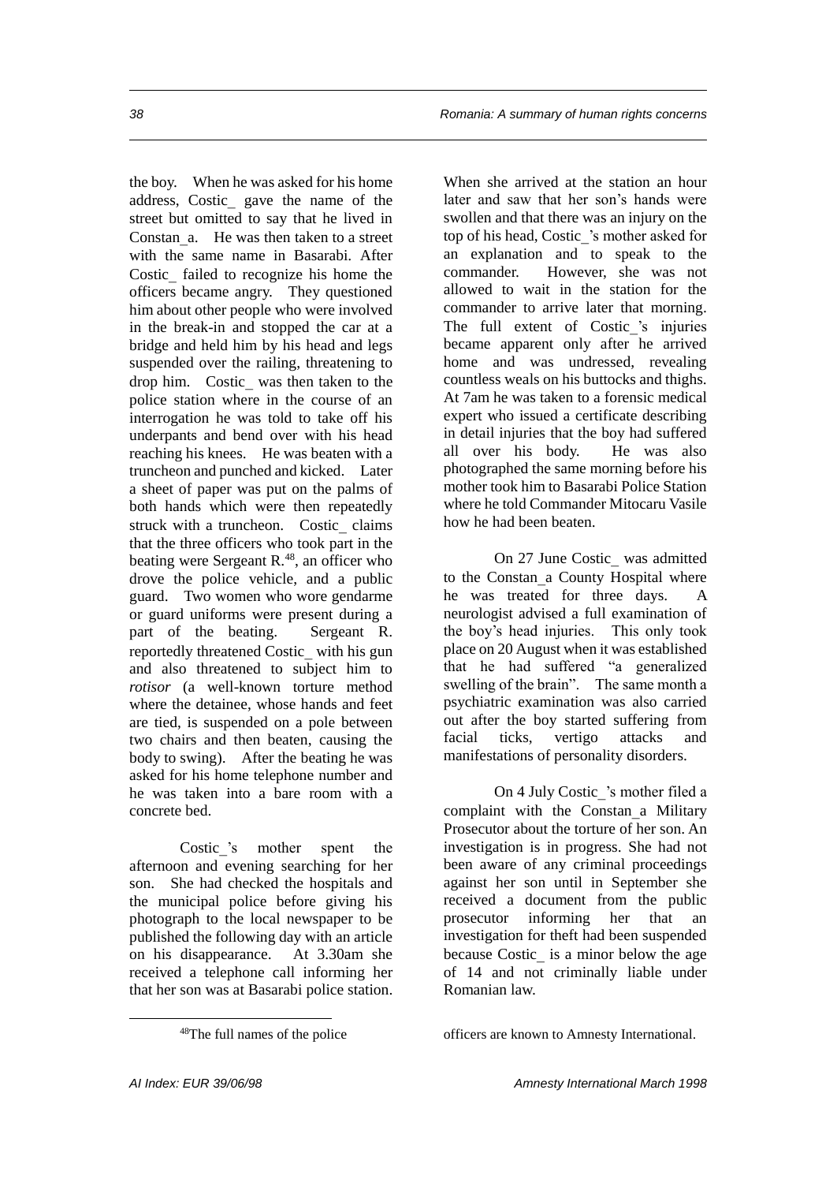the boy. When he was asked for his home address, Costic_ gave the name of the street but omitted to say that he lived in Constan_a. He was then taken to a street with the same name in Basarabi. After Costic_ failed to recognize his home the officers became angry. They questioned him about other people who were involved in the break-in and stopped the car at a bridge and held him by his head and legs suspended over the railing, threatening to drop him. Costic_ was then taken to the police station where in the course of an interrogation he was told to take off his underpants and bend over with his head reaching his knees. He was beaten with a truncheon and punched and kicked. Later a sheet of paper was put on the palms of both hands which were then repeatedly struck with a truncheon. Costic_ claims that the three officers who took part in the beating were Sergeant R.[48], an officer who drove the police vehicle, and a public guard. Two women who wore gendarme or guard uniforms were present during a part of the beating. Sergeant R. reportedly threatened Costic_ with his gun and also threatened to subject him to *rotisor* (a well-known torture method where the detainee, whose hands and feet are tied, is suspended on a pole between two chairs and then beaten, causing the body to swing). After the beating he was asked for his home telephone number and he was taken into a bare room with a concrete bed.

Costic_'s mother spent the afternoon and evening searching for her son. She had checked the hospitals and the municipal police before giving his photograph to the local newspaper to be published the following day with an article on his disappearance. At 3.30am she received a telephone call informing her that her son was at Basarabi police station. When she arrived at the station an hour later and saw that her son's hands were swollen and that there was an injury on the top of his head, Costic_'s mother asked for an explanation and to speak to the commander. However, she was not allowed to wait in the station for the commander to arrive later that morning. The full extent of Costic_'s injuries became apparent only after he arrived home and was undressed, revealing countless weals on his buttocks and thighs. At 7am he was taken to a forensic medical expert who issued a certificate describing in detail injuries that the boy had suffered all over his body. He was also photographed the same morning before his mother took him to Basarabi Police Station where he told Commander Mitocaru Vasile how he had been beaten.

On 27 June Costic_ was admitted to the Constan_a County Hospital where he was treated for three days. A neurologist advised a full examination of the boy's head injuries. This only took place on 20 August when it was established that he had suffered "a generalized swelling of the brain". The same month a psychiatric examination was also carried out after the boy started suffering from facial ticks, vertigo attacks and manifestations of personality disorders.

On 4 July Costic_'s mother filed a complaint with the Constan_a Military Prosecutor about the torture of her son. An investigation is in progress. She had not been aware of any criminal proceedings against her son until in September she received a document from the public prosecutor informing her that an investigation for theft had been suspended because Costic_ is a minor below the age of 14 and not criminally liable under Romanian law.

---

[48] The full names of the police officers are known to Amnesty International.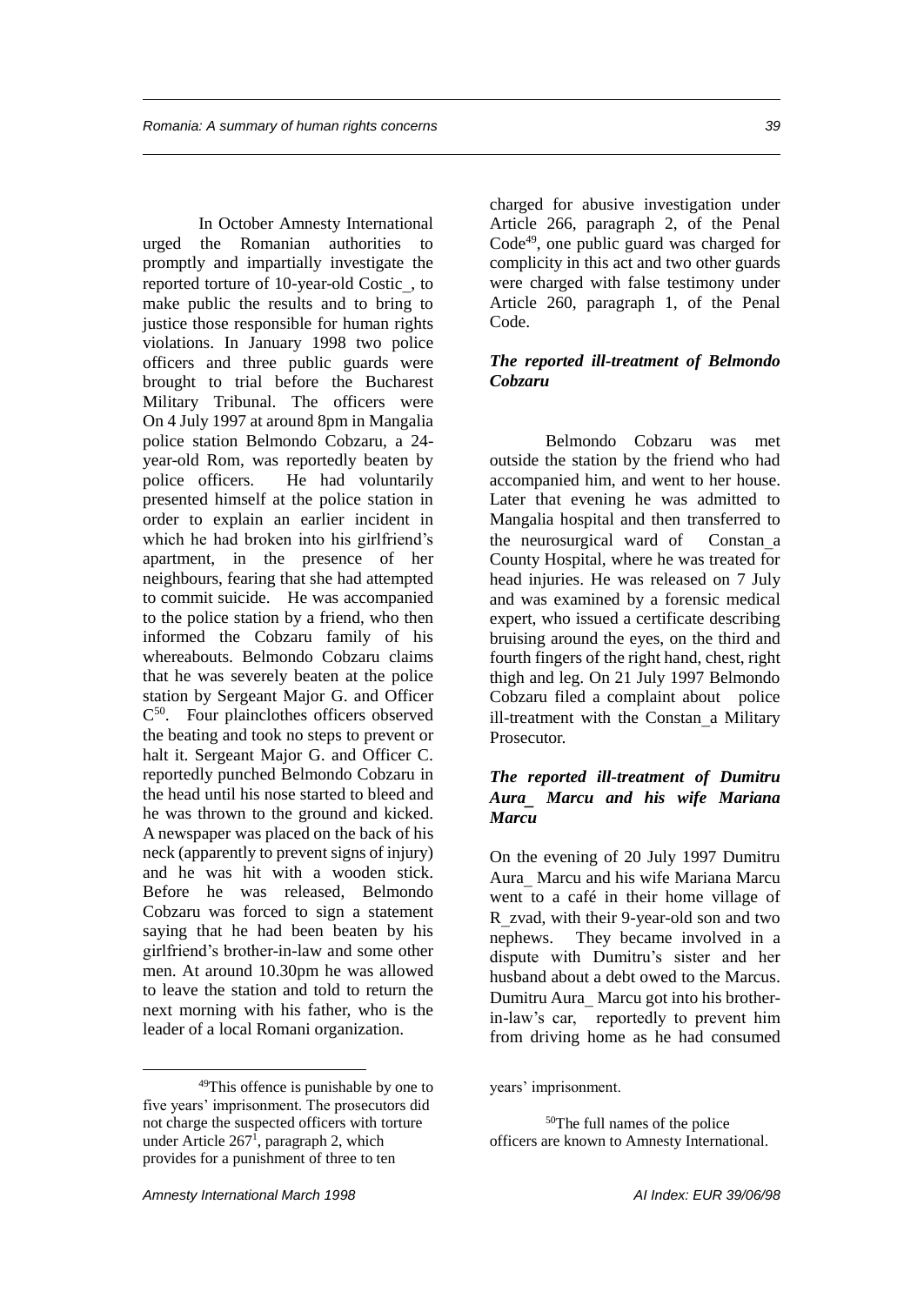In October Amnesty International urged the Romanian authorities to promptly and impartially investigate the reported torture of 10-year-old Costic_, to make public the results and to bring to justice those responsible for human rights violations. In January 1998 two police officers and three public guards were brought to trial before the Bucharest Military Tribunal. The officers were charged for abusive investigation under Article 266, paragraph 2, of the Penal Code[49], one public guard was charged for complicity in this act and two other guards were charged with false testimony under Article 260, paragraph 1, of the Penal Code.

### *The reported ill-treatment of Belmondo Cobzaru*

On 4 July 1997 at around 8pm in Mangalia police station Belmondo Cobzaru, a 24-year-old Rom, was reportedly beaten by police officers. He had voluntarily presented himself at the police station in order to explain an earlier incident in which he had broken into his girlfriend's apartment, in the presence of her neighbours, fearing that she had attempted to commit suicide. He was accompanied to the police station by a friend, who then informed the Cobzaru family of his whereabouts. Belmondo Cobzaru claims that he was severely beaten at the police station by Sergeant Major G. and Officer C[50]. Four plainclothes officers observed the beating and took no steps to prevent or halt it. Sergeant Major G. and Officer C. reportedly punched Belmondo Cobzaru in the head until his nose started to bleed and he was thrown to the ground and kicked. A newspaper was placed on the back of his neck (apparently to prevent signs of injury) and he was hit with a wooden stick. Before he was released, Belmondo Cobzaru was forced to sign a statement saying that he had been beaten by his girlfriend's brother-in-law and some other men. At around 10.30pm he was allowed to leave the station and told to return the next morning with his father, who is the leader of a local Romani organization.

Belmondo Cobzaru was met outside the station by the friend who had accompanied him, and went to her house. Later that evening he was admitted to Mangalia hospital and then transferred to the neurosurgical ward of Constan_a County Hospital, where he was treated for head injuries. He was released on 7 July and was examined by a forensic medical expert, who issued a certificate describing bruising around the eyes, on the third and fourth fingers of the right hand, chest, right thigh and leg. On 21 July 1997 Belmondo Cobzaru filed a complaint about police ill-treatment with the Constan_a Military Prosecutor.

### *The reported ill-treatment of Dumitru Aura_ Marcu and his wife Mariana Marcu*

On the evening of 20 July 1997 Dumitru Aura_ Marcu and his wife Mariana Marcu went to a café in their home village of R_zvad, with their 9-year-old son and two nephews. They became involved in a dispute with Dumitru's sister and her husband about a debt owed to the Marcus. Dumitru Aura_ Marcu got into his brother-in-law's car, reportedly to prevent him from driving home as he had consumed

---

[49] This offence is punishable by one to five years' imprisonment. The prosecutors did not charge the suspected officers with torture under Article 267[1], paragraph 2, which provides for a punishment of three to ten years' imprisonment.

[50] The full names of the police officers are known to Amnesty International.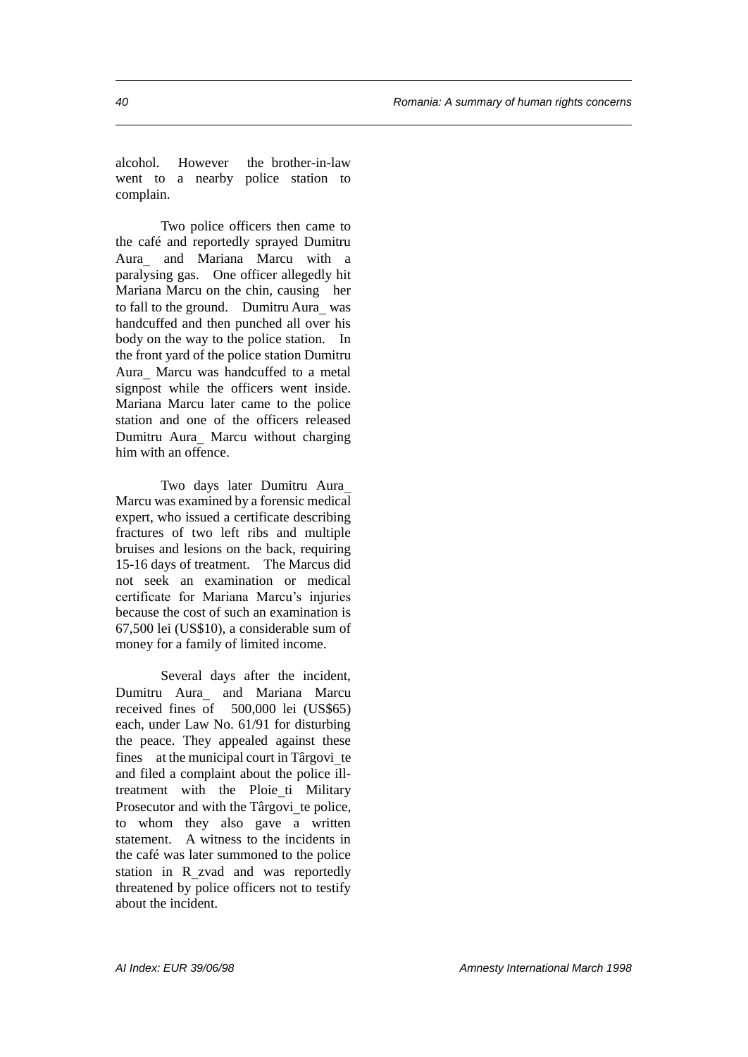alcohol. However the brother-in-law went to a nearby police station to complain.

Two police officers then came to the café and reportedly sprayed Dumitru Aura_ and Mariana Marcu with a paralysing gas. One officer allegedly hit Mariana Marcu on the chin, causing her to fall to the ground. Dumitru Aura_ was handcuffed and then punched all over his body on the way to the police station. In the front yard of the police station Dumitru Aura_ Marcu was handcuffed to a metal signpost while the officers went inside. Mariana Marcu later came to the police station and one of the officers released Dumitru Aura_ Marcu without charging him with an offence.

Two days later Dumitru Aura_ Marcu was examined by a forensic medical expert, who issued a certificate describing fractures of two left ribs and multiple bruises and lesions on the back, requiring 15-16 days of treatment. The Marcus did not seek an examination or medical certificate for Mariana Marcu's injuries because the cost of such an examination is 67,500 lei (US$10), a considerable sum of money for a family of limited income.

Several days after the incident, Dumitru Aura_ and Mariana Marcu received fines of 500,000 lei (US$65) each, under Law No. 61/91 for disturbing the peace. They appealed against these fines at the municipal court in Târgovi_te and filed a complaint about the police ill-treatment with the Ploie_ti Military Prosecutor and with the Târgovi_te police, to whom they also gave a written statement. A witness to the incidents in the café was later summoned to the police station in R_zvad and was reportedly threatened by police officers not to testify about the incident.